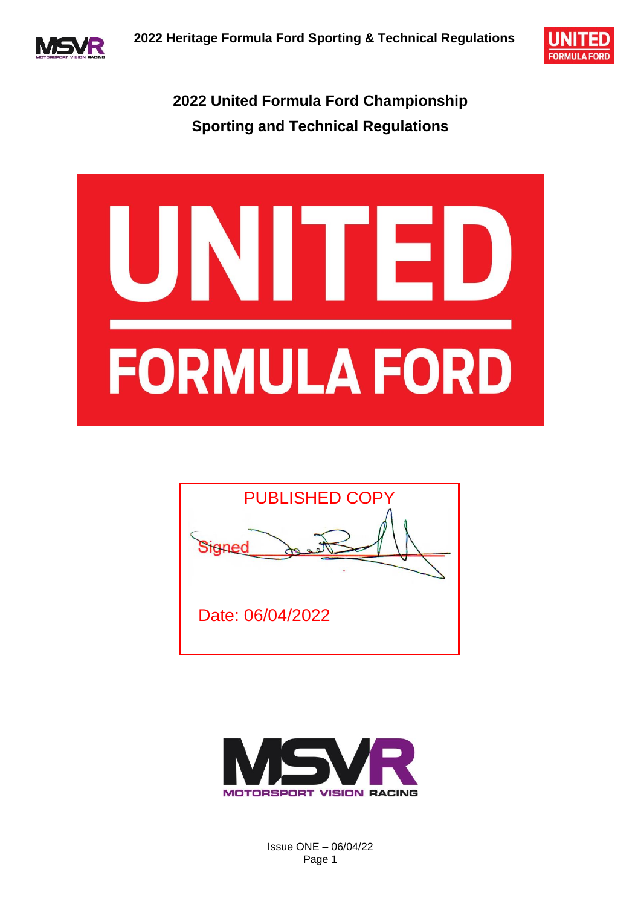# 2022 United Formula Ford Championship
# Sporting and Technical Regulations

UNITED

FORMULA FORD

PUBLISHED COPY

Signed

Date: 06/04/2022

MSVR

MOTORSPORT VISION RACING

Issue ONE – 06/04/22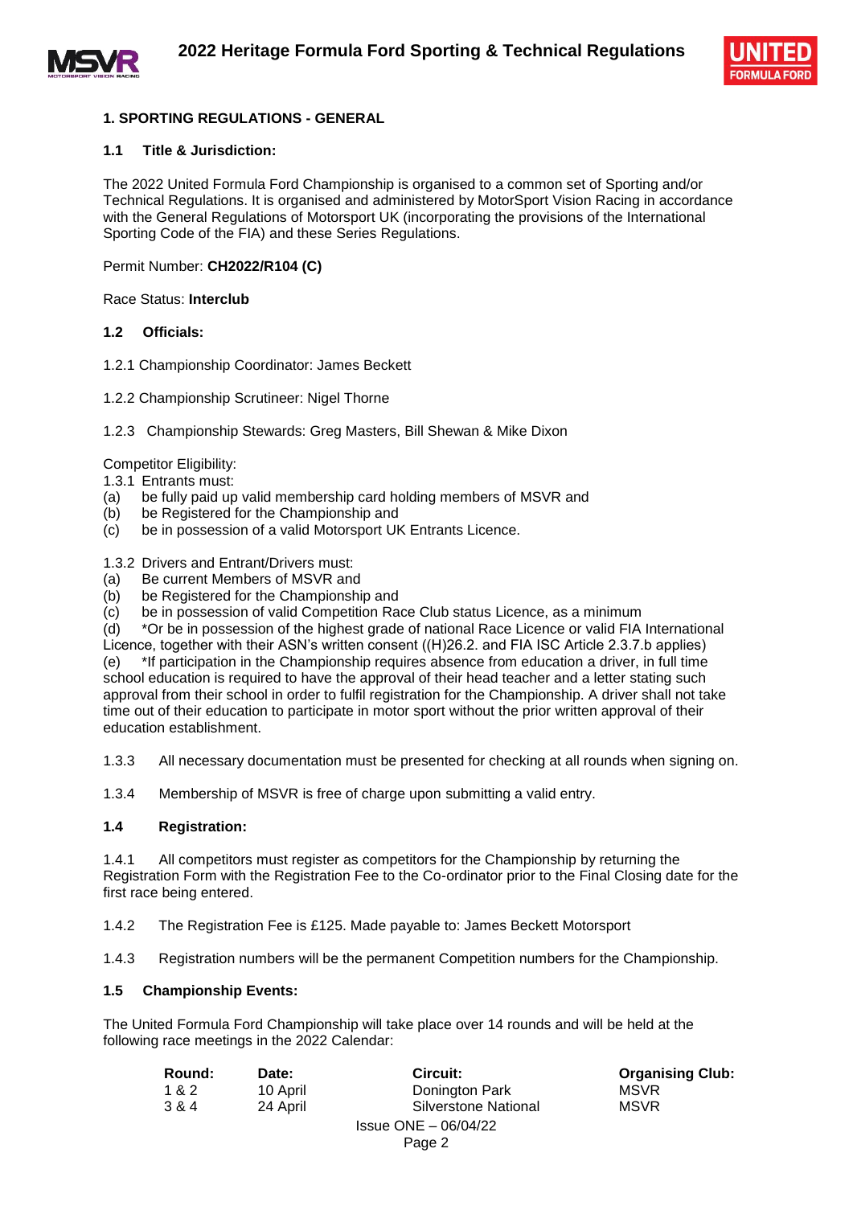## 1. SPORTING REGULATIONS - GENERAL

### 1.1 Title & Jurisdiction:

The 2022 United Formula Ford Championship is organised to a common set of Sporting and/or Technical Regulations. It is organised and administered by MotorSport Vision Racing in accordance with the General Regulations of Motorsport UK (incorporating the provisions of the International Sporting Code of the FIA) and these Series Regulations.

Permit Number: **CH2022/R104 (C)**

Race Status: **Interclub**

### 1.2 Officials:

1.2.1 Championship Coordinator: James Beckett

1.2.2 Championship Scrutineer: Nigel Thorne

1.2.3 Championship Stewards: Greg Masters, Bill Shewan & Mike Dixon

Competitor Eligibility:

1.3.1 Entrants must:
(a) be fully paid up valid membership card holding members of MSVR and
(b) be Registered for the Championship and
(c) be in possession of a valid Motorsport UK Entrants Licence.

1.3.2 Drivers and Entrant/Drivers must:
(a) Be current Members of MSVR and
(b) be Registered for the Championship and
(c) be in possession of valid Competition Race Club status Licence, as a minimum
(d) *Or be in possession of the highest grade of national Race Licence or valid FIA International Licence, together with their ASN's written consent ((H)26.2. and FIA ISC Article 2.3.7.b applies)
(e) *If participation in the Championship requires absence from education a driver, in full time school education is required to have the approval of their head teacher and a letter stating such approval from their school in order to fulfil registration for the Championship. A driver shall not take time out of their education to participate in motor sport without the prior written approval of their education establishment.

1.3.3 All necessary documentation must be presented for checking at all rounds when signing on.

1.3.4 Membership of MSVR is free of charge upon submitting a valid entry.

### 1.4 Registration:

1.4.1 All competitors must register as competitors for the Championship by returning the Registration Form with the Registration Fee to the Co-ordinator prior to the Final Closing date for the first race being entered.

1.4.2 The Registration Fee is £125. Made payable to: James Beckett Motorsport

1.4.3 Registration numbers will be the permanent Competition numbers for the Championship.

### 1.5 Championship Events:

The United Formula Ford Championship will take place over 14 rounds and will be held at the following race meetings in the 2022 Calendar:

| Round: | Date: | Circuit: | Organising Club: |
|---|---|---|---|
| 1 & 2 | 10 April | Donington Park | MSVR |
| 3 & 4 | 24 April | Silverstone National | MSVR |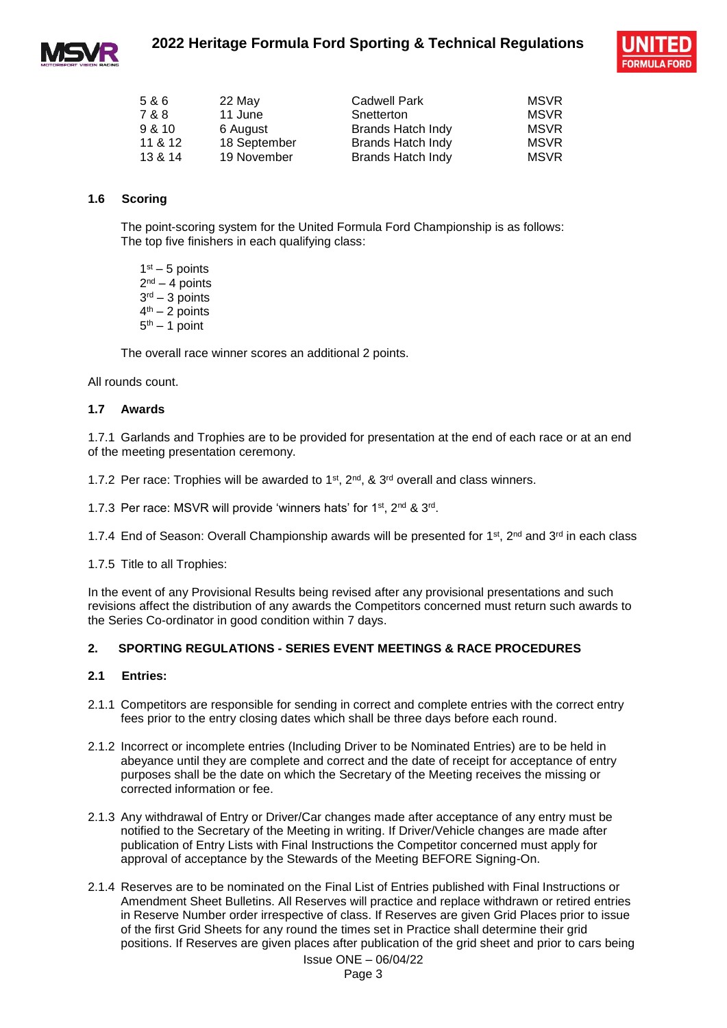| | | | |
|---|---|---|---|
| 5 & 6 | 22 May | Cadwell Park | MSVR |
| 7 & 8 | 11 June | Snetterton | MSVR |
| 9 & 10 | 6 August | Brands Hatch Indy | MSVR |
| 11 & 12 | 18 September | Brands Hatch Indy | MSVR |
| 13 & 14 | 19 November | Brands Hatch Indy | MSVR |

### 1.6 Scoring

The point-scoring system for the United Formula Ford Championship is as follows:
The top five finishers in each qualifying class:

1st – 5 points
2nd – 4 points
3rd – 3 points
4th – 2 points
5th – 1 point

The overall race winner scores an additional 2 points.

All rounds count.

### 1.7 Awards

1.7.1 Garlands and Trophies are to be provided for presentation at the end of each race or at an end of the meeting presentation ceremony.

1.7.2 Per race: Trophies will be awarded to 1st, 2nd, & 3rd overall and class winners.

1.7.3 Per race: MSVR will provide 'winners hats' for 1st, 2nd & 3rd.

1.7.4 End of Season: Overall Championship awards will be presented for 1st, 2nd and 3rd in each class

1.7.5 Title to all Trophies:

In the event of any Provisional Results being revised after any provisional presentations and such revisions affect the distribution of any awards the Competitors concerned must return such awards to the Series Co-ordinator in good condition within 7 days.

## 2. SPORTING REGULATIONS - SERIES EVENT MEETINGS & RACE PROCEDURES

### 2.1 Entries:

2.1.1 Competitors are responsible for sending in correct and complete entries with the correct entry fees prior to the entry closing dates which shall be three days before each round.

2.1.2 Incorrect or incomplete entries (Including Driver to be Nominated Entries) are to be held in abeyance until they are complete and correct and the date of receipt for acceptance of entry purposes shall be the date on which the Secretary of the Meeting receives the missing or corrected information or fee.

2.1.3 Any withdrawal of Entry or Driver/Car changes made after acceptance of any entry must be notified to the Secretary of the Meeting in writing. If Driver/Vehicle changes are made after publication of Entry Lists with Final Instructions the Competitor concerned must apply for approval of acceptance by the Stewards of the Meeting BEFORE Signing-On.

2.1.4 Reserves are to be nominated on the Final List of Entries published with Final Instructions or Amendment Sheet Bulletins. All Reserves will practice and replace withdrawn or retired entries in Reserve Number order irrespective of class. If Reserves are given Grid Places prior to issue of the first Grid Sheets for any round the times set in Practice shall determine their grid positions. If Reserves are given places after publication of the grid sheet and prior to cars being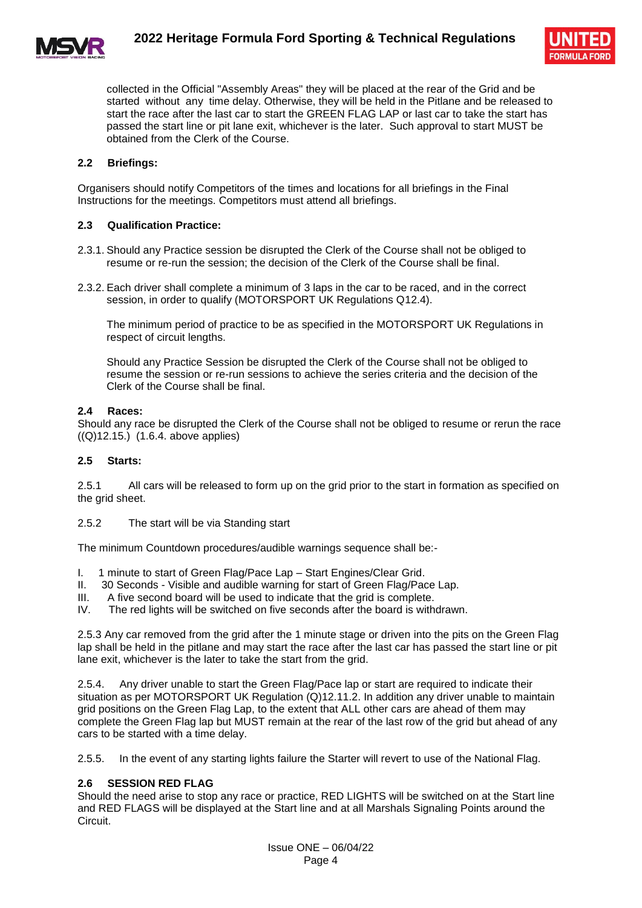collected in the Official "Assembly Areas" they will be placed at the rear of the Grid and be started without any time delay. Otherwise, they will be held in the Pitlane and be released to start the race after the last car to start the GREEN FLAG LAP or last car to take the start has passed the start line or pit lane exit, whichever is the later. Such approval to start MUST be obtained from the Clerk of the Course.

### 2.2 Briefings:

Organisers should notify Competitors of the times and locations for all briefings in the Final Instructions for the meetings. Competitors must attend all briefings.

### 2.3 Qualification Practice:

2.3.1. Should any Practice session be disrupted the Clerk of the Course shall not be obliged to resume or re-run the session; the decision of the Clerk of the Course shall be final.

2.3.2. Each driver shall complete a minimum of 3 laps in the car to be raced, and in the correct session, in order to qualify (MOTORSPORT UK Regulations Q12.4).

The minimum period of practice to be as specified in the MOTORSPORT UK Regulations in respect of circuit lengths.

Should any Practice Session be disrupted the Clerk of the Course shall not be obliged to resume the session or re-run sessions to achieve the series criteria and the decision of the Clerk of the Course shall be final.

### 2.4 Races:

Should any race be disrupted the Clerk of the Course shall not be obliged to resume or rerun the race ((Q)12.15.) (1.6.4. above applies)

### 2.5 Starts:

2.5.1 All cars will be released to form up on the grid prior to the start in formation as specified on the grid sheet.

2.5.2 The start will be via Standing start

The minimum Countdown procedures/audible warnings sequence shall be:-

I. 1 minute to start of Green Flag/Pace Lap – Start Engines/Clear Grid.
II. 30 Seconds - Visible and audible warning for start of Green Flag/Pace Lap.
III. A five second board will be used to indicate that the grid is complete.
IV. The red lights will be switched on five seconds after the board is withdrawn.

2.5.3 Any car removed from the grid after the 1 minute stage or driven into the pits on the Green Flag lap shall be held in the pitlane and may start the race after the last car has passed the start line or pit lane exit, whichever is the later to take the start from the grid.

2.5.4. Any driver unable to start the Green Flag/Pace lap or start are required to indicate their situation as per MOTORSPORT UK Regulation (Q)12.11.2. In addition any driver unable to maintain grid positions on the Green Flag Lap, to the extent that ALL other cars are ahead of them may complete the Green Flag lap but MUST remain at the rear of the last row of the grid but ahead of any cars to be started with a time delay.

2.5.5. In the event of any starting lights failure the Starter will revert to use of the National Flag.

### 2.6 SESSION RED FLAG

Should the need arise to stop any race or practice, RED LIGHTS will be switched on at the Start line and RED FLAGS will be displayed at the Start line and at all Marshals Signaling Points around the Circuit.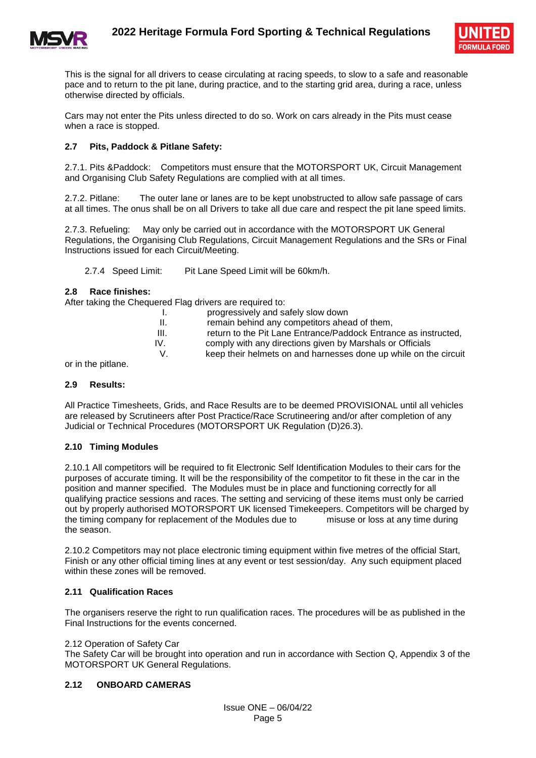This is the signal for all drivers to cease circulating at racing speeds, to slow to a safe and reasonable pace and to return to the pit lane, during practice, and to the starting grid area, during a race, unless otherwise directed by officials.

Cars may not enter the Pits unless directed to do so. Work on cars already in the Pits must cease when a race is stopped.

### 2.7 Pits, Paddock & Pitlane Safety:

2.7.1. Pits &Paddock: Competitors must ensure that the MOTORSPORT UK, Circuit Management and Organising Club Safety Regulations are complied with at all times.

2.7.2. Pitlane: The outer lane or lanes are to be kept unobstructed to allow safe passage of cars at all times. The onus shall be on all Drivers to take all due care and respect the pit lane speed limits.

2.7.3. Refueling: May only be carried out in accordance with the MOTORSPORT UK General Regulations, the Organising Club Regulations, Circuit Management Regulations and the SRs or Final Instructions issued for each Circuit/Meeting.

2.7.4 Speed Limit: Pit Lane Speed Limit will be 60km/h.

### 2.8 Race finishes:

After taking the Chequered Flag drivers are required to:

I. progressively and safely slow down
II. remain behind any competitors ahead of them,
III. return to the Pit Lane Entrance/Paddock Entrance as instructed,
IV. comply with any directions given by Marshals or Officials
V. keep their helmets on and harnesses done up while on the circuit

or in the pitlane.

### 2.9 Results:

All Practice Timesheets, Grids, and Race Results are to be deemed PROVISIONAL until all vehicles are released by Scrutineers after Post Practice/Race Scrutineering and/or after completion of any Judicial or Technical Procedures (MOTORSPORT UK Regulation (D)26.3).

### 2.10 Timing Modules

2.10.1 All competitors will be required to fit Electronic Self Identification Modules to their cars for the purposes of accurate timing. It will be the responsibility of the competitor to fit these in the car in the position and manner specified. The Modules must be in place and functioning correctly for all qualifying practice sessions and races. The setting and servicing of these items must only be carried out by properly authorised MOTORSPORT UK licensed Timekeepers. Competitors will be charged by the timing company for replacement of the Modules due to misuse or loss at any time during the season.

2.10.2 Competitors may not place electronic timing equipment within five metres of the official Start, Finish or any other official timing lines at any event or test session/day. Any such equipment placed within these zones will be removed.

### 2.11 Qualification Races

The organisers reserve the right to run qualification races. The procedures will be as published in the Final Instructions for the events concerned.

2.12 Operation of Safety Car

The Safety Car will be brought into operation and run in accordance with Section Q, Appendix 3 of the MOTORSPORT UK General Regulations.

### 2.12 ONBOARD CAMERAS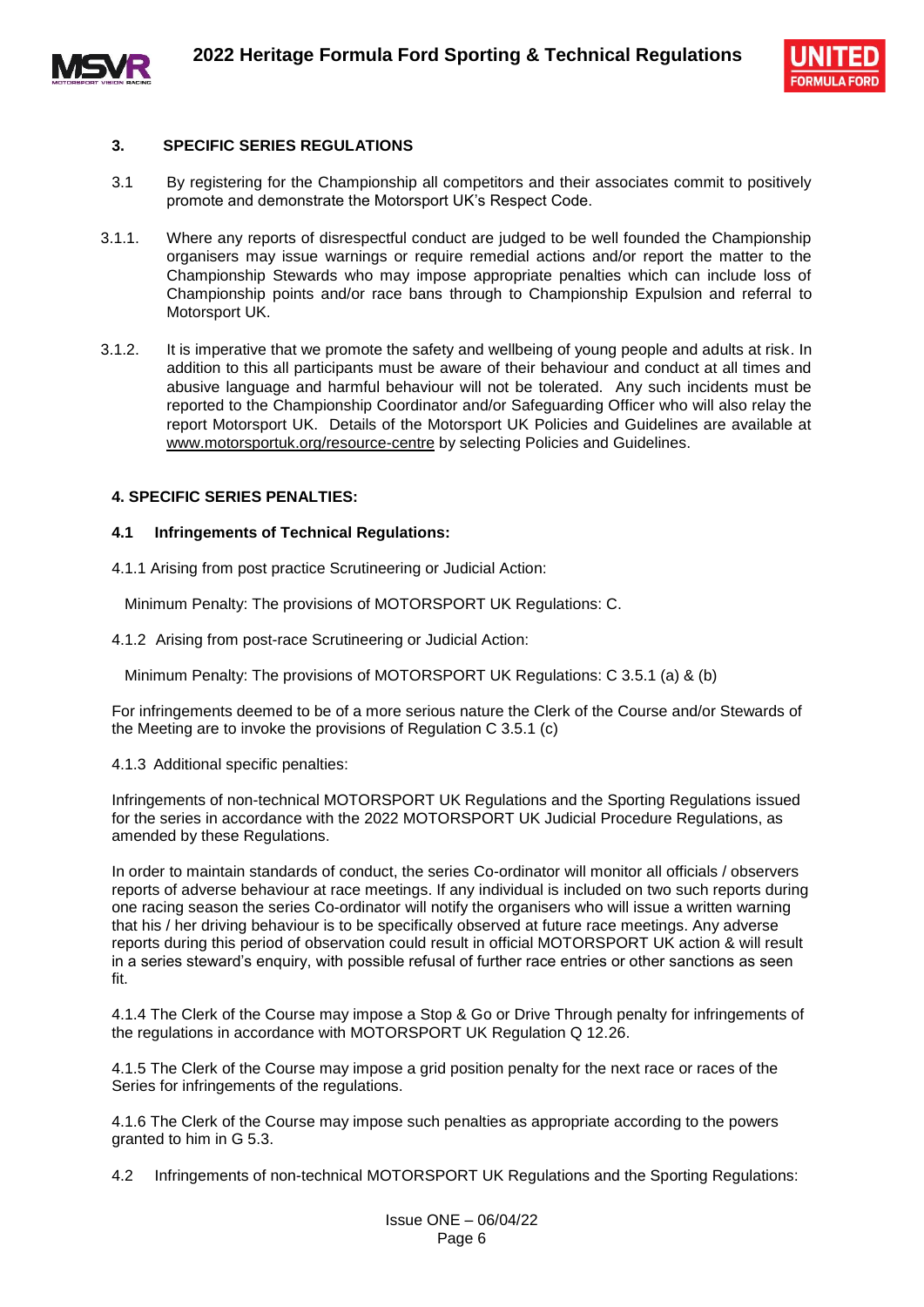### 3. SPECIFIC SERIES REGULATIONS

3.1 By registering for the Championship all competitors and their associates commit to positively promote and demonstrate the Motorsport UK's Respect Code.

3.1.1. Where any reports of disrespectful conduct are judged to be well founded the Championship organisers may issue warnings or require remedial actions and/or report the matter to the Championship Stewards who may impose appropriate penalties which can include loss of Championship points and/or race bans through to Championship Expulsion and referral to Motorsport UK.

3.1.2. It is imperative that we promote the safety and wellbeing of young people and adults at risk. In addition to this all participants must be aware of their behaviour and conduct at all times and abusive language and harmful behaviour will not be tolerated. Any such incidents must be reported to the Championship Coordinator and/or Safeguarding Officer who will also relay the report Motorsport UK. Details of the Motorsport UK Policies and Guidelines are available at www.motorsportuk.org/resource-centre by selecting Policies and Guidelines.

### 4. SPECIFIC SERIES PENALTIES:

#### 4.1 Infringements of Technical Regulations:

4.1.1 Arising from post practice Scrutineering or Judicial Action:

Minimum Penalty: The provisions of MOTORSPORT UK Regulations: C.

4.1.2 Arising from post-race Scrutineering or Judicial Action:

Minimum Penalty: The provisions of MOTORSPORT UK Regulations: C 3.5.1 (a) & (b)

For infringements deemed to be of a more serious nature the Clerk of the Course and/or Stewards of the Meeting are to invoke the provisions of Regulation C 3.5.1 (c)

4.1.3 Additional specific penalties:

Infringements of non-technical MOTORSPORT UK Regulations and the Sporting Regulations issued for the series in accordance with the 2022 MOTORSPORT UK Judicial Procedure Regulations, as amended by these Regulations.

In order to maintain standards of conduct, the series Co-ordinator will monitor all officials / observers reports of adverse behaviour at race meetings. If any individual is included on two such reports during one racing season the series Co-ordinator will notify the organisers who will issue a written warning that his / her driving behaviour is to be specifically observed at future race meetings. Any adverse reports during this period of observation could result in official MOTORSPORT UK action & will result in a series steward's enquiry, with possible refusal of further race entries or other sanctions as seen fit.

4.1.4 The Clerk of the Course may impose a Stop & Go or Drive Through penalty for infringements of the regulations in accordance with MOTORSPORT UK Regulation Q 12.26.

4.1.5 The Clerk of the Course may impose a grid position penalty for the next race or races of the Series for infringements of the regulations.

4.1.6 The Clerk of the Course may impose such penalties as appropriate according to the powers granted to him in G 5.3.

4.2 Infringements of non-technical MOTORSPORT UK Regulations and the Sporting Regulations: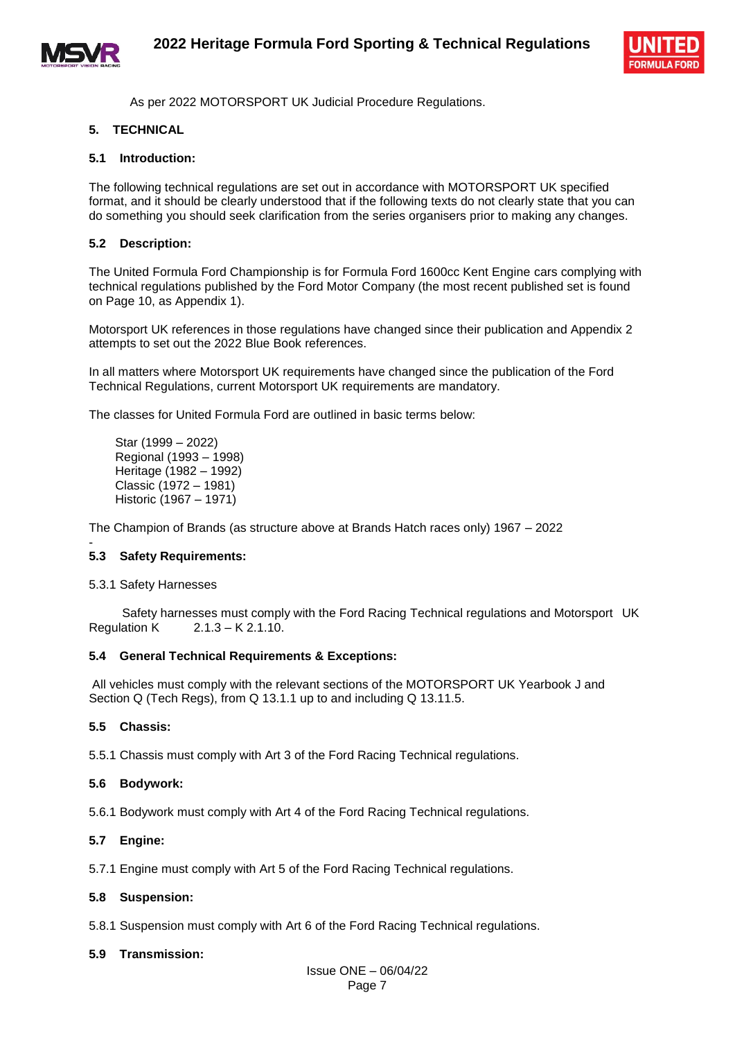As per 2022 MOTORSPORT UK Judicial Procedure Regulations.

## 5. TECHNICAL

### 5.1 Introduction:

The following technical regulations are set out in accordance with MOTORSPORT UK specified format, and it should be clearly understood that if the following texts do not clearly state that you can do something you should seek clarification from the series organisers prior to making any changes.

### 5.2 Description:

The United Formula Ford Championship is for Formula Ford 1600cc Kent Engine cars complying with technical regulations published by the Ford Motor Company (the most recent published set is found on Page 10, as Appendix 1).

Motorsport UK references in those regulations have changed since their publication and Appendix 2 attempts to set out the 2022 Blue Book references.

In all matters where Motorsport UK requirements have changed since the publication of the Ford Technical Regulations, current Motorsport UK requirements are mandatory.

The classes for United Formula Ford are outlined in basic terms below:

Star (1999 – 2022)
Regional (1993 – 1998)
Heritage (1982 – 1992)
Classic (1972 – 1981)
Historic (1967 – 1971)

The Champion of Brands (as structure above at Brands Hatch races only) 1967 – 2022

-

### 5.3 Safety Requirements:

5.3.1 Safety Harnesses

Safety harnesses must comply with the Ford Racing Technical regulations and Motorsport UK Regulation K 2.1.3 – K 2.1.10.

### 5.4 General Technical Requirements & Exceptions:

All vehicles must comply with the relevant sections of the MOTORSPORT UK Yearbook J and Section Q (Tech Regs), from Q 13.1.1 up to and including Q 13.11.5.

### 5.5 Chassis:

5.5.1 Chassis must comply with Art 3 of the Ford Racing Technical regulations.

### 5.6 Bodywork:

5.6.1 Bodywork must comply with Art 4 of the Ford Racing Technical regulations.

### 5.7 Engine:

5.7.1 Engine must comply with Art 5 of the Ford Racing Technical regulations.

### 5.8 Suspension:

5.8.1 Suspension must comply with Art 6 of the Ford Racing Technical regulations.

### 5.9 Transmission: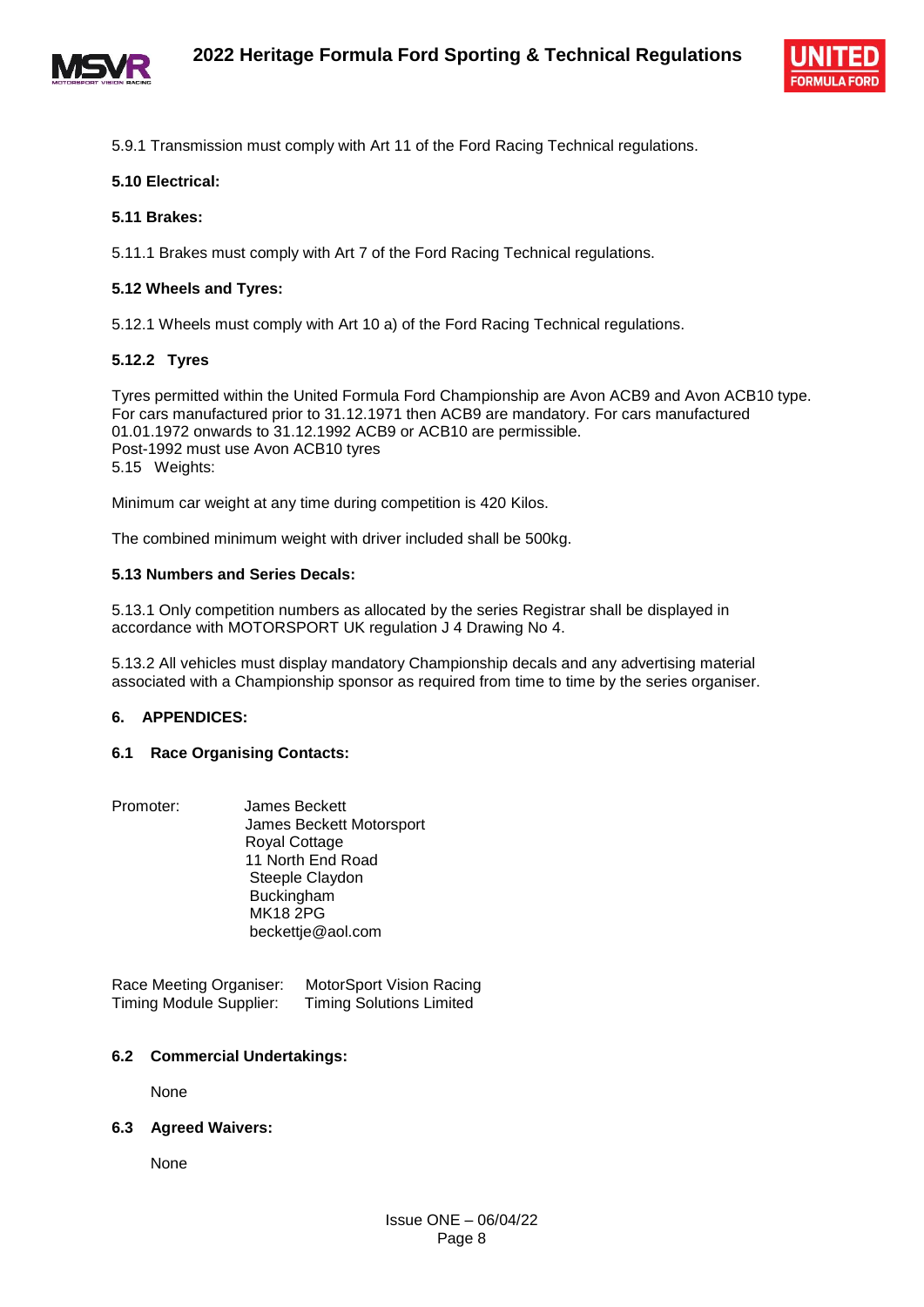5.9.1 Transmission must comply with Art 11 of the Ford Racing Technical regulations.

**5.10 Electrical:**

**5.11 Brakes:**

5.11.1 Brakes must comply with Art 7 of the Ford Racing Technical regulations.

**5.12 Wheels and Tyres:**

5.12.1 Wheels must comply with Art 10 a) of the Ford Racing Technical regulations.

**5.12.2 Tyres**

Tyres permitted within the United Formula Ford Championship are Avon ACB9 and Avon ACB10 type. For cars manufactured prior to 31.12.1971 then ACB9 are mandatory. For cars manufactured 01.01.1972 onwards to 31.12.1992 ACB9 or ACB10 are permissible.
Post-1992 must use Avon ACB10 tyres
5.15 Weights:

Minimum car weight at any time during competition is 420 Kilos.

The combined minimum weight with driver included shall be 500kg.

**5.13 Numbers and Series Decals:**

5.13.1 Only competition numbers as allocated by the series Registrar shall be displayed in accordance with MOTORSPORT UK regulation J 4 Drawing No 4.

5.13.2 All vehicles must display mandatory Championship decals and any advertising material associated with a Championship sponsor as required from time to time by the series organiser.

## 6. APPENDICES:

### 6.1 Race Organising Contacts:

Promoter: James Beckett
James Beckett Motorsport
Royal Cottage
11 North End Road
Steeple Claydon
Buckingham
MK18 2PG
beckettje@aol.com

Race Meeting Organiser: MotorSport Vision Racing
Timing Module Supplier: Timing Solutions Limited

### 6.2 Commercial Undertakings:

None

### 6.3 Agreed Waivers:

None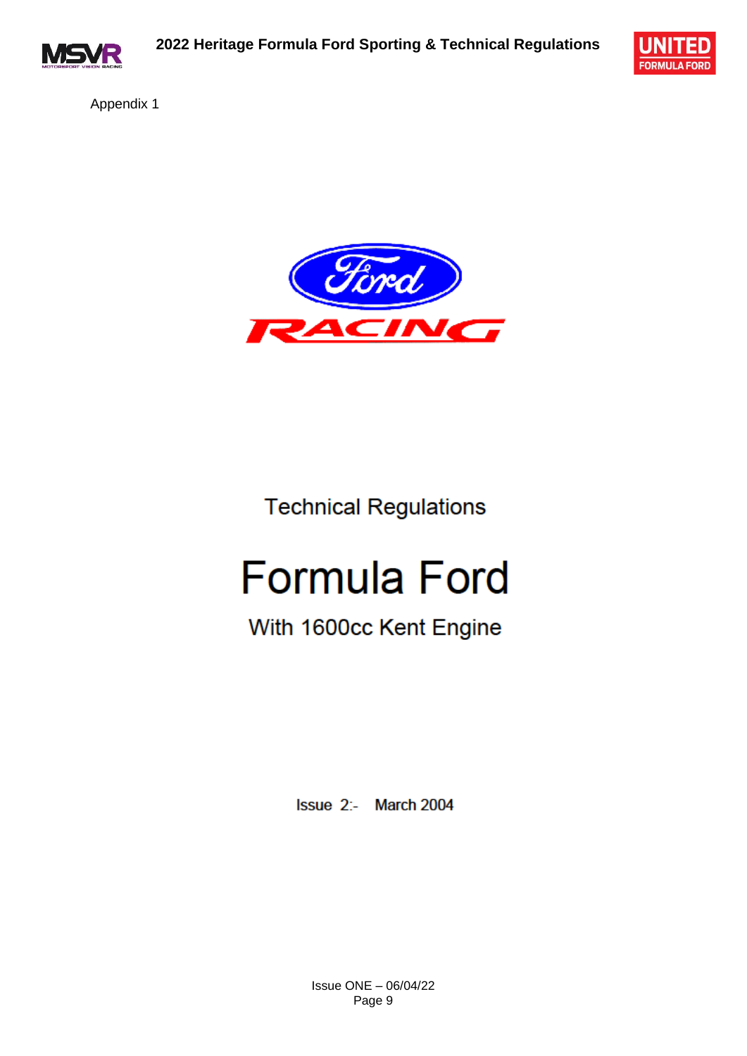Appendix 1

Technical Regulations

# Formula Ford

## With 1600cc Kent Engine

Issue 2:- March 2004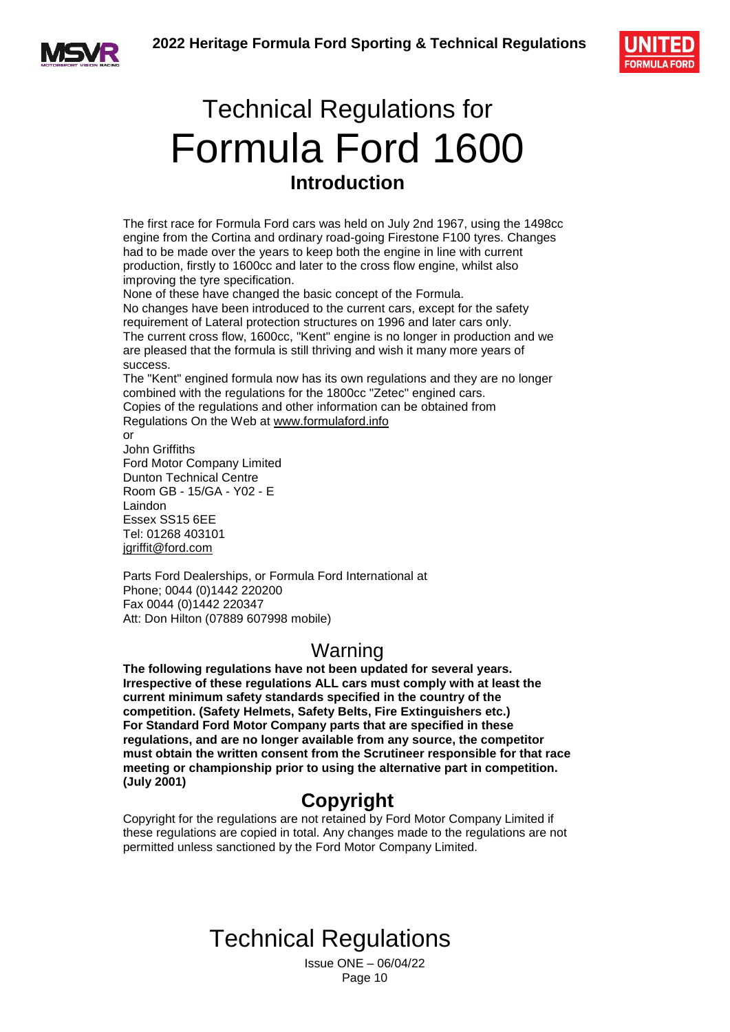# Technical Regulations for Formula Ford 1600

## Introduction

The first race for Formula Ford cars was held on July 2nd 1967, using the 1498cc engine from the Cortina and ordinary road-going Firestone F100 tyres. Changes had to be made over the years to keep both the engine in line with current production, firstly to 1600cc and later to the cross flow engine, whilst also improving the tyre specification.
None of these have changed the basic concept of the Formula.
No changes have been introduced to the current cars, except for the safety requirement of Lateral protection structures on 1996 and later cars only.
The current cross flow, 1600cc, "Kent" engine is no longer in production and we are pleased that the formula is still thriving and wish it many more years of success.
The "Kent" engined formula now has its own regulations and they are no longer combined with the regulations for the 1800cc "Zetec" engined cars.
Copies of the regulations and other information can be obtained from Regulations On the Web at www.formulaford.info
or
John Griffiths
Ford Motor Company Limited
Dunton Technical Centre
Room GB - 15/GA - Y02 - E
Laindon
Essex SS15 6EE
Tel: 01268 403101
jgriffit@ford.com

Parts Ford Dealerships, or Formula Ford International at
Phone; 0044 (0)1442 220200
Fax 0044 (0)1442 220347
Att: Don Hilton (07889 607998 mobile)

## Warning

**The following regulations have not been updated for several years. Irrespective of these regulations ALL cars must comply with at least the current minimum safety standards specified in the country of the competition. (Safety Helmets, Safety Belts, Fire Extinguishers etc.) For Standard Ford Motor Company parts that are specified in these regulations, and are no longer available from any source, the competitor must obtain the written consent from the Scrutineer responsible for that race meeting or championship prior to using the alternative part in competition. (July 2001)**

## Copyright

Copyright for the regulations are not retained by Ford Motor Company Limited if these regulations are copied in total. Any changes made to the regulations are not permitted unless sanctioned by the Ford Motor Company Limited.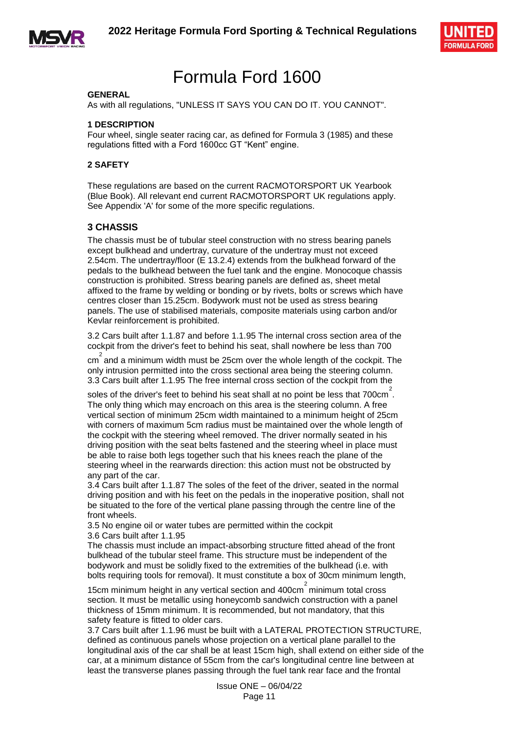# Formula Ford 1600

**GENERAL**

As with all regulations, "UNLESS IT SAYS YOU CAN DO IT. YOU CANNOT".

**1 DESCRIPTION**

Four wheel, single seater racing car, as defined for Formula 3 (1985) and these regulations fitted with a Ford 1600cc GT "Kent" engine.

**2 SAFETY**

These regulations are based on the current RACMOTORSPORT UK Yearbook (Blue Book). All relevant end current RACMOTORSPORT UK regulations apply. See Appendix 'A' for some of the more specific regulations.

## 3 CHASSIS

The chassis must be of tubular steel construction with no stress bearing panels except bulkhead and undertray, curvature of the undertray must not exceed 2.54cm. The undertray/floor (E 13.2.4) extends from the bulkhead forward of the pedals to the bulkhead between the fuel tank and the engine. Monocoque chassis construction is prohibited. Stress bearing panels are defined as, sheet metal affixed to the frame by welding or bonding or by rivets, bolts or screws which have centres closer than 15.25cm. Bodywork must not be used as stress bearing panels. The use of stabilised materials, composite materials using carbon and/or Kevlar reinforcement is prohibited.

3.2 Cars built after 1.1.87 and before 1.1.95 The internal cross section area of the cockpit from the driver's feet to behind his seat, shall nowhere be less than 700 $cm^2$ and a minimum width must be 25cm over the whole length of the cockpit. The only intrusion permitted into the cross sectional area being the steering column.
3.3 Cars built after 1.1.95 The free internal cross section of the cockpit from the soles of the driver's feet to behind his seat shall at no point be less that 700$cm^2$. The only thing which may encroach on this area is the steering column. A free vertical section of minimum 25cm width maintained to a minimum height of 25cm with corners of maximum 5cm radius must be maintained over the whole length of the cockpit with the steering wheel removed. The driver normally seated in his driving position with the seat belts fastened and the steering wheel in place must be able to raise both legs together such that his knees reach the plane of the steering wheel in the rearwards direction: this action must not be obstructed by any part of the car.
3.4 Cars built after 1.1.87 The soles of the feet of the driver, seated in the normal driving position and with his feet on the pedals in the inoperative position, shall not be situated to the fore of the vertical plane passing through the centre line of the front wheels.
3.5 No engine oil or water tubes are permitted within the cockpit
3.6 Cars built after 1.1.95
The chassis must include an impact-absorbing structure fitted ahead of the front bulkhead of the tubular steel frame. This structure must be independent of the bodywork and must be solidly fixed to the extremities of the bulkhead (i.e. with bolts requiring tools for removal). It must constitute a box of 30cm minimum length, 15cm minimum height in any vertical section and 400$cm^2$ minimum total cross section. It must be metallic using honeycomb sandwich construction with a panel thickness of 15mm minimum. It is recommended, but not mandatory, that this safety feature is fitted to older cars.
3.7 Cars built after 1.1.96 must be built with a LATERAL PROTECTION STRUCTURE, defined as continuous panels whose projection on a vertical plane parallel to the longitudinal axis of the car shall be at least 15cm high, shall extend on either side of the car, at a minimum distance of 55cm from the car's longitudinal centre line between at least the transverse planes passing through the fuel tank rear face and the frontal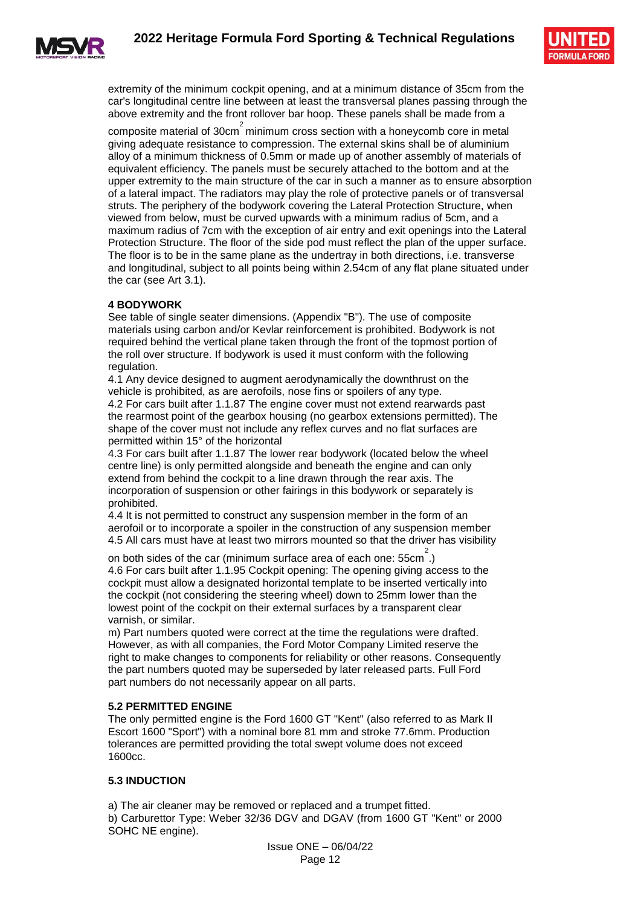extremity of the minimum cockpit opening, and at a minimum distance of 35cm from the car's longitudinal centre line between at least the transversal planes passing through the above extremity and the front rollover bar hoop. These panels shall be made from a composite material of $30cm^2$ minimum cross section with a honeycomb core in metal giving adequate resistance to compression. The external skins shall be of aluminium alloy of a minimum thickness of 0.5mm or made up of another assembly of materials of equivalent efficiency. The panels must be securely attached to the bottom and at the upper extremity to the main structure of the car in such a manner as to ensure absorption of a lateral impact. The radiators may play the role of protective panels or of transversal struts. The periphery of the bodywork covering the Lateral Protection Structure, when viewed from below, must be curved upwards with a minimum radius of 5cm, and a maximum radius of 7cm with the exception of air entry and exit openings into the Lateral Protection Structure. The floor of the side pod must reflect the plan of the upper surface. The floor is to be in the same plane as the undertray in both directions, i.e. transverse and longitudinal, subject to all points being within 2.54cm of any flat plane situated under the car (see Art 3.1).

**4 BODYWORK**

See table of single seater dimensions. (Appendix "B"). The use of composite materials using carbon and/or Kevlar reinforcement is prohibited. Bodywork is not required behind the vertical plane taken through the front of the topmost portion of the roll over structure. If bodywork is used it must conform with the following regulation.

4.1 Any device designed to augment aerodynamically the downthrust on the vehicle is prohibited, as are aerofoils, nose fins or spoilers of any type.

4.2 For cars built after 1.1.87 The engine cover must not extend rearwards past the rearmost point of the gearbox housing (no gearbox extensions permitted). The shape of the cover must not include any reflex curves and no flat surfaces are permitted within 15° of the horizontal

4.3 For cars built after 1.1.87 The lower rear bodywork (located below the wheel centre line) is only permitted alongside and beneath the engine and can only extend from behind the cockpit to a line drawn through the rear axis. The incorporation of suspension or other fairings in this bodywork or separately is prohibited.

4.4 It is not permitted to construct any suspension member in the form of an aerofoil or to incorporate a spoiler in the construction of any suspension member

4.5 All cars must have at least two mirrors mounted so that the driver has visibility on both sides of the car (minimum surface area of each one: $55cm^2$.)

4.6 For cars built after 1.1.95 Cockpit opening: The opening giving access to the cockpit must allow a designated horizontal template to be inserted vertically into the cockpit (not considering the steering wheel) down to 25mm lower than the lowest point of the cockpit on their external surfaces by a transparent clear varnish, or similar.

m) Part numbers quoted were correct at the time the regulations were drafted. However, as with all companies, the Ford Motor Company Limited reserve the right to make changes to components for reliability or other reasons. Consequently the part numbers quoted may be superseded by later released parts. Full Ford part numbers do not necessarily appear on all parts.

**5.2 PERMITTED ENGINE**

The only permitted engine is the Ford 1600 GT "Kent" (also referred to as Mark II Escort 1600 "Sport") with a nominal bore 81 mm and stroke 77.6mm. Production tolerances are permitted providing the total swept volume does not exceed 1600cc.

**5.3 INDUCTION**

a) The air cleaner may be removed or replaced and a trumpet fitted.

b) Carburettor Type: Weber 32/36 DGV and DGAV (from 1600 GT "Kent" or 2000 SOHC NE engine).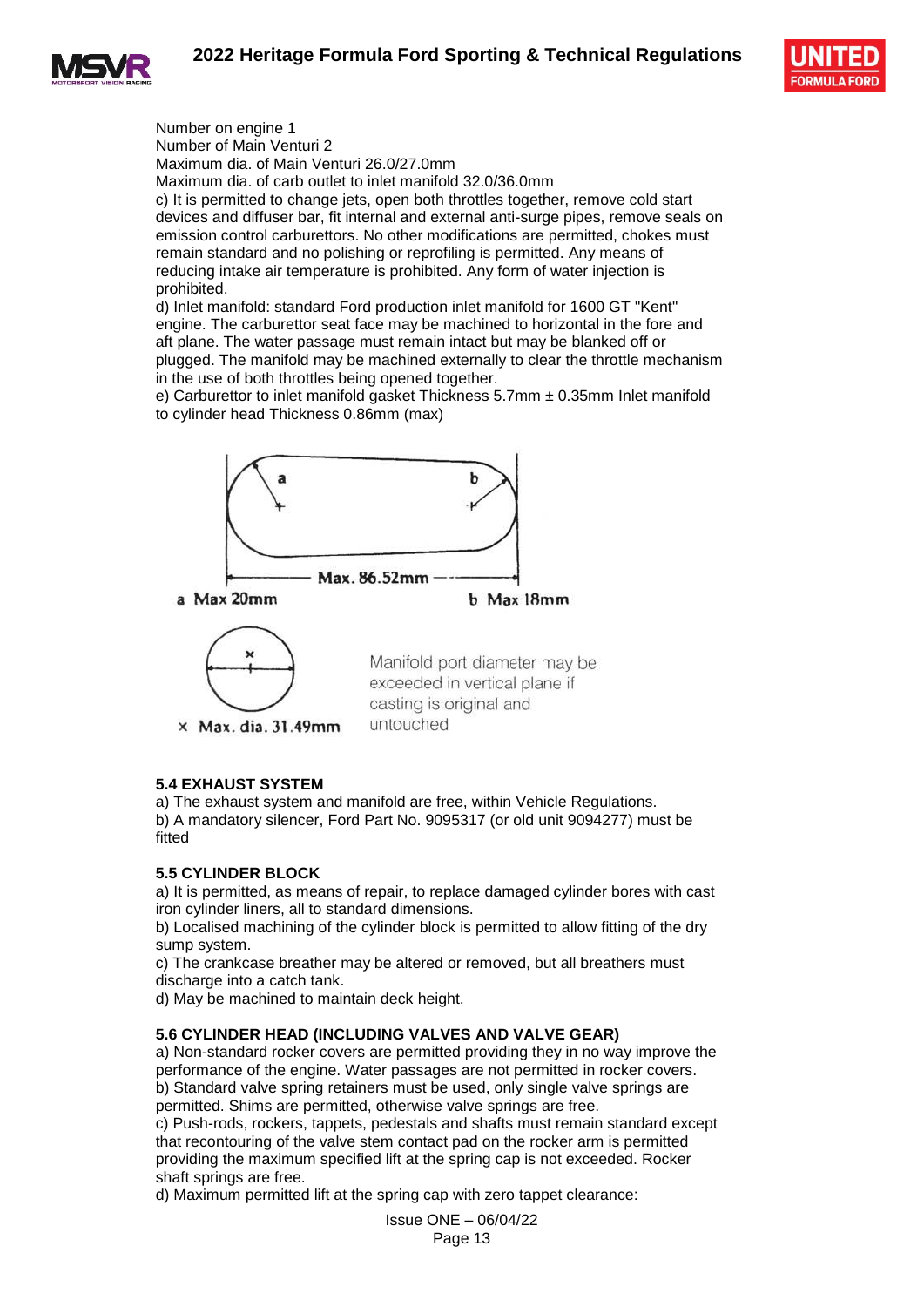Number on engine 1
Number of Main Venturi 2
Maximum dia. of Main Venturi 26.0/27.0mm
Maximum dia. of carb outlet to inlet manifold 32.0/36.0mm

c) It is permitted to change jets, open both throttles together, remove cold start devices and diffuser bar, fit internal and external anti-surge pipes, remove seals on emission control carburettors. No other modifications are permitted, chokes must remain standard and no polishing or reprofiling is permitted. Any means of reducing intake air temperature is prohibited. Any form of water injection is prohibited.

d) Inlet manifold: standard Ford production inlet manifold for 1600 GT "Kent" engine. The carburettor seat face may be machined to horizontal in the fore and aft plane. The water passage must remain intact but may be blanked off or plugged. The manifold may be machined externally to clear the throttle mechanism in the use of both throttles being opened together.

e) Carburettor to inlet manifold gasket Thickness 5.7mm ± 0.35mm Inlet manifold to cylinder head Thickness 0.86mm (max)

Max. 86.52mm

a Max 20mm

b Max 18mm

× Max. dia. 31.49mm

Manifold port diameter may be exceeded in vertical plane if casting is original and untouched

### 5.4 EXHAUST SYSTEM

a) The exhaust system and manifold are free, within Vehicle Regulations.

b) A mandatory silencer, Ford Part No. 9095317 (or old unit 9094277) must be fitted

### 5.5 CYLINDER BLOCK

a) It is permitted, as means of repair, to replace damaged cylinder bores with cast iron cylinder liners, all to standard dimensions.

b) Localised machining of the cylinder block is permitted to allow fitting of the dry sump system.

c) The crankcase breather may be altered or removed, but all breathers must discharge into a catch tank.

d) May be machined to maintain deck height.

### 5.6 CYLINDER HEAD (INCLUDING VALVES AND VALVE GEAR)

a) Non-standard rocker covers are permitted providing they in no way improve the performance of the engine. Water passages are not permitted in rocker covers.

b) Standard valve spring retainers must be used, only single valve springs are permitted. Shims are permitted, otherwise valve springs are free.

c) Push-rods, rockers, tappets, pedestals and shafts must remain standard except that recontouring of the valve stem contact pad on the rocker arm is permitted providing the maximum specified lift at the spring cap is not exceeded. Rocker shaft springs are free.

d) Maximum permitted lift at the spring cap with zero tappet clearance: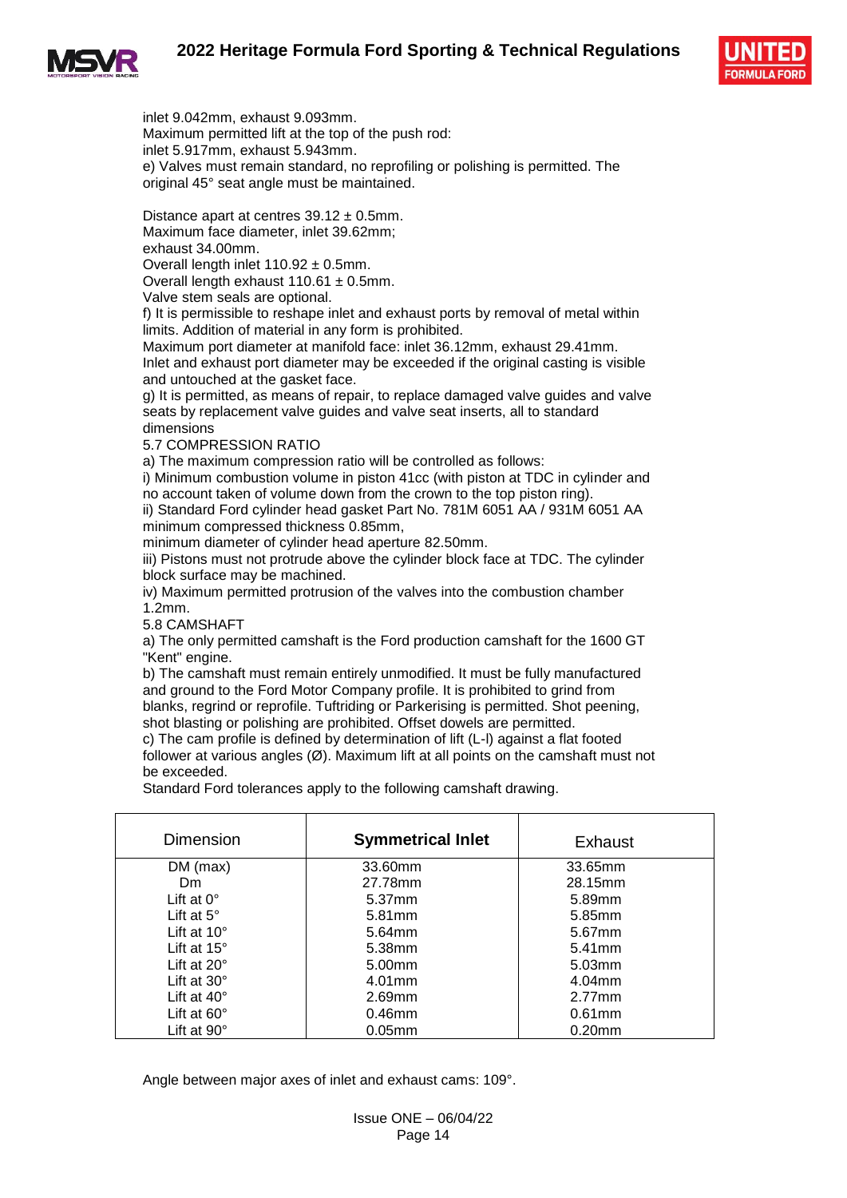inlet 9.042mm, exhaust 9.093mm.
Maximum permitted lift at the top of the push rod:
inlet 5.917mm, exhaust 5.943mm.
e) Valves must remain standard, no reprofiling or polishing is permitted. The original 45° seat angle must be maintained.

Distance apart at centres 39.12 ± 0.5mm.
Maximum face diameter, inlet 39.62mm;
exhaust 34.00mm.
Overall length inlet 110.92 ± 0.5mm.
Overall length exhaust 110.61 ± 0.5mm.
Valve stem seals are optional.
f) It is permissible to reshape inlet and exhaust ports by removal of metal within limits. Addition of material in any form is prohibited.
Maximum port diameter at manifold face: inlet 36.12mm, exhaust 29.41mm.
Inlet and exhaust port diameter may be exceeded if the original casting is visible and untouched at the gasket face.
g) It is permitted, as means of repair, to replace damaged valve guides and valve seats by replacement valve guides and valve seat inserts, all to standard dimensions

5.7 COMPRESSION RATIO

a) The maximum compression ratio will be controlled as follows:
i) Minimum combustion volume in piston 41cc (with piston at TDC in cylinder and no account taken of volume down from the crown to the top piston ring).
ii) Standard Ford cylinder head gasket Part No. 781M 6051 AA / 931M 6051 AA minimum compressed thickness 0.85mm,
minimum diameter of cylinder head aperture 82.50mm.
iii) Pistons must not protrude above the cylinder block face at TDC. The cylinder block surface may be machined.
iv) Maximum permitted protrusion of the valves into the combustion chamber 1.2mm.

5.8 CAMSHAFT

a) The only permitted camshaft is the Ford production camshaft for the 1600 GT "Kent" engine.
b) The camshaft must remain entirely unmodified. It must be fully manufactured and ground to the Ford Motor Company profile. It is prohibited to grind from blanks, regrind or reprofile. Tuftriding or Parkerising is permitted. Shot peening, shot blasting or polishing are prohibited. Offset dowels are permitted.
c) The cam profile is defined by determination of lift (L-l) against a flat footed follower at various angles (Ø). Maximum lift at all points on the camshaft must not be exceeded.
Standard Ford tolerances apply to the following camshaft drawing.

| Dimension | **Symmetrical Inlet** | Exhaust |
|---|---|---|
| DM (max) | 33.60mm | 33.65mm |
| Dm | 27.78mm | 28.15mm |
| Lift at 0° | 5.37mm | 5.89mm |
| Lift at 5° | 5.81mm | 5.85mm |
| Lift at 10° | 5.64mm | 5.67mm |
| Lift at 15° | 5.38mm | 5.41mm |
| Lift at 20° | 5.00mm | 5.03mm |
| Lift at 30° | 4.01mm | 4.04mm |
| Lift at 40° | 2.69mm | 2.77mm |
| Lift at 60° | 0.46mm | 0.61mm |
| Lift at 90° | 0.05mm | 0.20mm |

Angle between major axes of inlet and exhaust cams: 109°.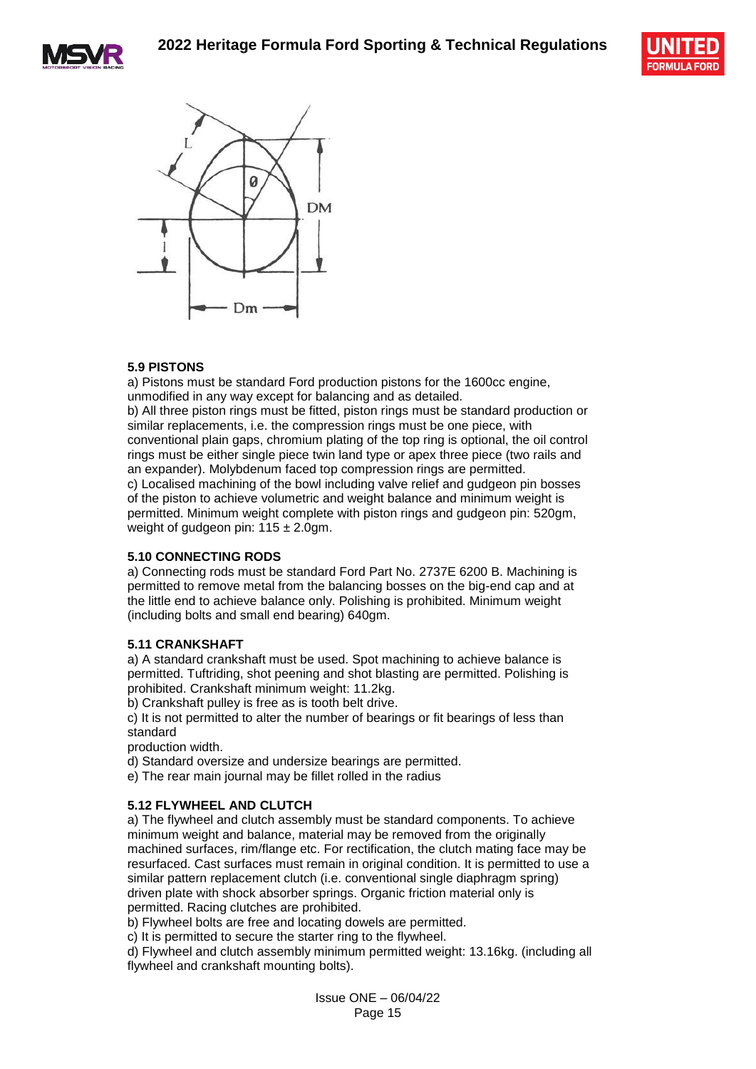### 5.9 PISTONS

a) Pistons must be standard Ford production pistons for the 1600cc engine, unmodified in any way except for balancing and as detailed.

b) All three piston rings must be fitted, piston rings must be standard production or similar replacements, i.e. the compression rings must be one piece, with conventional plain gaps, chromium plating of the top ring is optional, the oil control rings must be either single piece twin land type or apex three piece (two rails and an expander). Molybdenum faced top compression rings are permitted.

c) Localised machining of the bowl including valve relief and gudgeon pin bosses of the piston to achieve volumetric and weight balance and minimum weight is permitted. Minimum weight complete with piston rings and gudgeon pin: 520gm, weight of gudgeon pin: 115 ± 2.0gm.

### 5.10 CONNECTING RODS

a) Connecting rods must be standard Ford Part No. 2737E 6200 B. Machining is permitted to remove metal from the balancing bosses on the big-end cap and at the little end to achieve balance only. Polishing is prohibited. Minimum weight (including bolts and small end bearing) 640gm.

### 5.11 CRANKSHAFT

a) A standard crankshaft must be used. Spot machining to achieve balance is permitted. Tuftriding, shot peening and shot blasting are permitted. Polishing is prohibited. Crankshaft minimum weight: 11.2kg.

b) Crankshaft pulley is free as is tooth belt drive.

c) It is not permitted to alter the number of bearings or fit bearings of less than standard
production width.

d) Standard oversize and undersize bearings are permitted.

e) The rear main journal may be fillet rolled in the radius

### 5.12 FLYWHEEL AND CLUTCH

a) The flywheel and clutch assembly must be standard components. To achieve minimum weight and balance, material may be removed from the originally machined surfaces, rim/flange etc. For rectification, the clutch mating face may be resurfaced. Cast surfaces must remain in original condition. It is permitted to use a similar pattern replacement clutch (i.e. conventional single diaphragm spring) driven plate with shock absorber springs. Organic friction material only is permitted. Racing clutches are prohibited.

b) Flywheel bolts are free and locating dowels are permitted.

c) It is permitted to secure the starter ring to the flywheel.

d) Flywheel and clutch assembly minimum permitted weight: 13.16kg. (including all flywheel and crankshaft mounting bolts).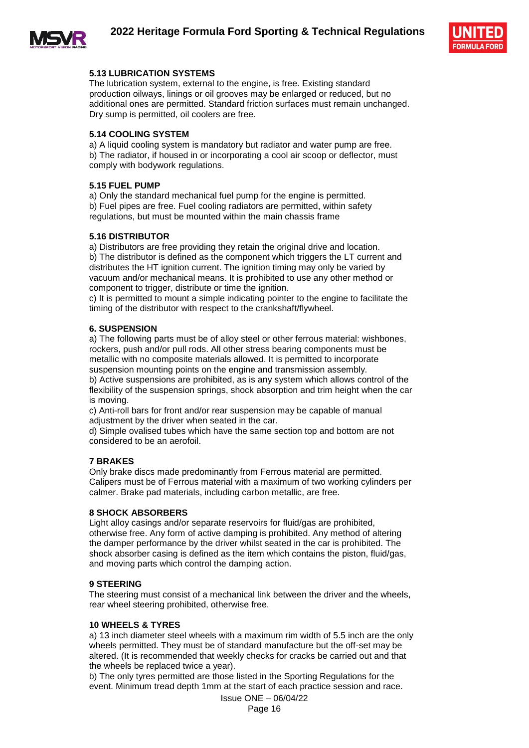### 5.13 LUBRICATION SYSTEMS

The lubrication system, external to the engine, is free. Existing standard production oilways, linings or oil grooves may be enlarged or reduced, but no additional ones are permitted. Standard friction surfaces must remain unchanged. Dry sump is permitted, oil coolers are free.

### 5.14 COOLING SYSTEM

a) A liquid cooling system is mandatory but radiator and water pump are free.
b) The radiator, if housed in or incorporating a cool air scoop or deflector, must comply with bodywork regulations.

### 5.15 FUEL PUMP

a) Only the standard mechanical fuel pump for the engine is permitted.
b) Fuel pipes are free. Fuel cooling radiators are permitted, within safety regulations, but must be mounted within the main chassis frame

### 5.16 DISTRIBUTOR

a) Distributors are free providing they retain the original drive and location.
b) The distributor is defined as the component which triggers the LT current and distributes the HT ignition current. The ignition timing may only be varied by vacuum and/or mechanical means. It is prohibited to use any other method or component to trigger, distribute or time the ignition.
c) It is permitted to mount a simple indicating pointer to the engine to facilitate the timing of the distributor with respect to the crankshaft/flywheel.

## 6. SUSPENSION

a) The following parts must be of alloy steel or other ferrous material: wishbones, rockers, push and/or pull rods. All other stress bearing components must be metallic with no composite materials allowed. It is permitted to incorporate suspension mounting points on the engine and transmission assembly.
b) Active suspensions are prohibited, as is any system which allows control of the flexibility of the suspension springs, shock absorption and trim height when the car is moving.
c) Anti-roll bars for front and/or rear suspension may be capable of manual adjustment by the driver when seated in the car.
d) Simple ovalised tubes which have the same section top and bottom are not considered to be an aerofoil.

## 7 BRAKES

Only brake discs made predominantly from Ferrous material are permitted. Calipers must be of Ferrous material with a maximum of two working cylinders per calmer. Brake pad materials, including carbon metallic, are free.

## 8 SHOCK ABSORBERS

Light alloy casings and/or separate reservoirs for fluid/gas are prohibited, otherwise free. Any form of active damping is prohibited. Any method of altering the damper performance by the driver whilst seated in the car is prohibited. The shock absorber casing is defined as the item which contains the piston, fluid/gas, and moving parts which control the damping action.

## 9 STEERING

The steering must consist of a mechanical link between the driver and the wheels, rear wheel steering prohibited, otherwise free.

## 10 WHEELS & TYRES

a) 13 inch diameter steel wheels with a maximum rim width of 5.5 inch are the only wheels permitted. They must be of standard manufacture but the off-set may be altered. (It is recommended that weekly checks for cracks be carried out and that the wheels be replaced twice a year).
b) The only tyres permitted are those listed in the Sporting Regulations for the event. Minimum tread depth 1mm at the start of each practice session and race.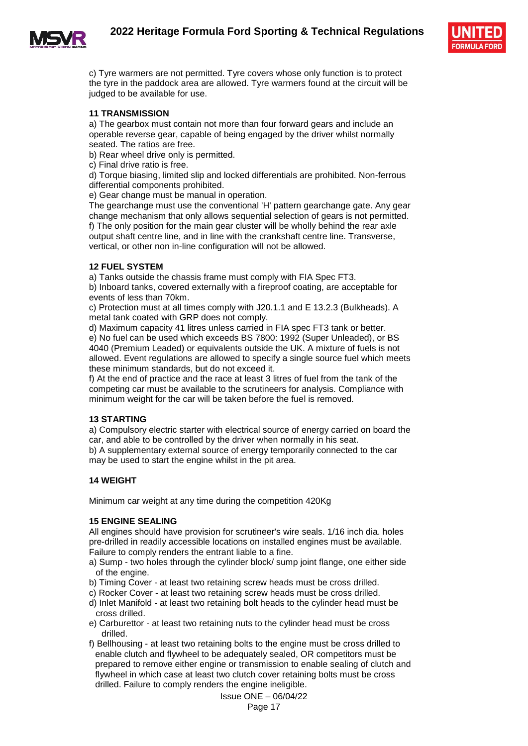c) Tyre warmers are not permitted. Tyre covers whose only function is to protect the tyre in the paddock area are allowed. Tyre warmers found at the circuit will be judged to be available for use.

**11 TRANSMISSION**

a) The gearbox must contain not more than four forward gears and include an operable reverse gear, capable of being engaged by the driver whilst normally seated. The ratios are free.

b) Rear wheel drive only is permitted.

c) Final drive ratio is free.

d) Torque biasing, limited slip and locked differentials are prohibited. Non-ferrous differential components prohibited.

e) Gear change must be manual in operation.

The gearchange must use the conventional 'H' pattern gearchange gate. Any gear change mechanism that only allows sequential selection of gears is not permitted.

f) The only position for the main gear cluster will be wholly behind the rear axle output shaft centre line, and in line with the crankshaft centre line. Transverse, vertical, or other non in-line configuration will not be allowed.

**12 FUEL SYSTEM**

a) Tanks outside the chassis frame must comply with FIA Spec FT3.

b) Inboard tanks, covered externally with a fireproof coating, are acceptable for events of less than 70km.

c) Protection must at all times comply with J20.1.1 and E 13.2.3 (Bulkheads). A metal tank coated with GRP does not comply.

d) Maximum capacity 41 litres unless carried in FIA spec FT3 tank or better.

e) No fuel can be used which exceeds BS 7800: 1992 (Super Unleaded), or BS 4040 (Premium Leaded) or equivalents outside the UK. A mixture of fuels is not allowed. Event regulations are allowed to specify a single source fuel which meets these minimum standards, but do not exceed it.

f) At the end of practice and the race at least 3 litres of fuel from the tank of the competing car must be available to the scrutineers for analysis. Compliance with minimum weight for the car will be taken before the fuel is removed.

**13 STARTING**

a) Compulsory electric starter with electrical source of energy carried on board the car, and able to be controlled by the driver when normally in his seat.

b) A supplementary external source of energy temporarily connected to the car may be used to start the engine whilst in the pit area.

**14 WEIGHT**

Minimum car weight at any time during the competition 420Kg

**15 ENGINE SEALING**

All engines should have provision for scrutineer's wire seals. 1/16 inch dia. holes pre-drilled in readily accessible locations on installed engines must be available. Failure to comply renders the entrant liable to a fine.

a) Sump - two holes through the cylinder block/ sump joint flange, one either side of the engine.

b) Timing Cover - at least two retaining screw heads must be cross drilled.

c) Rocker Cover - at least two retaining screw heads must be cross drilled.

d) Inlet Manifold - at least two retaining bolt heads to the cylinder head must be cross drilled.

e) Carburettor - at least two retaining nuts to the cylinder head must be cross drilled.

f) Bellhousing - at least two retaining bolts to the engine must be cross drilled to enable clutch and flywheel to be adequately sealed, OR competitors must be prepared to remove either engine or transmission to enable sealing of clutch and flywheel in which case at least two clutch cover retaining bolts must be cross drilled. Failure to comply renders the engine ineligible.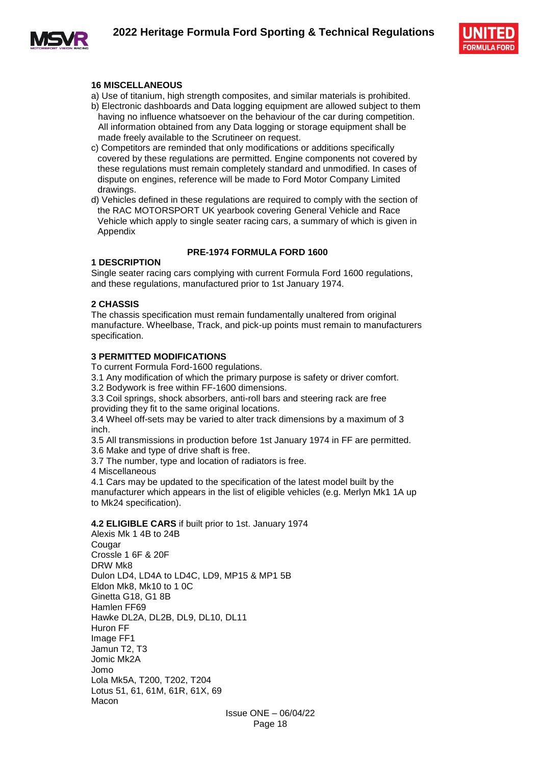## 16 MISCELLANEOUS

a) Use of titanium, high strength composites, and similar materials is prohibited.

b) Electronic dashboards and Data logging equipment are allowed subject to them having no influence whatsoever on the behaviour of the car during competition. All information obtained from any Data logging or storage equipment shall be made freely available to the Scrutineer on request.

c) Competitors are reminded that only modifications or additions specifically covered by these regulations are permitted. Engine components not covered by these regulations must remain completely standard and unmodified. In cases of dispute on engines, reference will be made to Ford Motor Company Limited drawings.

d) Vehicles defined in these regulations are required to comply with the section of the RAC MOTORSPORT UK yearbook covering General Vehicle and Race Vehicle which apply to single seater racing cars, a summary of which is given in Appendix

# PRE-1974 FORMULA FORD 1600

## 1 DESCRIPTION

Single seater racing cars complying with current Formula Ford 1600 regulations, and these regulations, manufactured prior to 1st January 1974.

## 2 CHASSIS

The chassis specification must remain fundamentally unaltered from original manufacture. Wheelbase, Track, and pick-up points must remain to manufacturers specification.

## 3 PERMITTED MODIFICATIONS

To current Formula Ford-1600 regulations.

3.1 Any modification of which the primary purpose is safety or driver comfort.

3.2 Bodywork is free within FF-1600 dimensions.

3.3 Coil springs, shock absorbers, anti-roll bars and steering rack are free providing they fit to the same original locations.

3.4 Wheel off-sets may be varied to alter track dimensions by a maximum of 3 inch.

3.5 All transmissions in production before 1st January 1974 in FF are permitted.

3.6 Make and type of drive shaft is free.

3.7 The number, type and location of radiators is free.

4 Miscellaneous

4.1 Cars may be updated to the specification of the latest model built by the manufacturer which appears in the list of eligible vehicles (e.g. Merlyn Mk1 1A up to Mk24 specification).

**4.2 ELIGIBLE CARS** if built prior to 1st. January 1974

Alexis Mk 1 4B to 24B
Cougar
Crossle 1 6F & 20F
DRW Mk8
Dulon LD4, LD4A to LD4C, LD9, MP15 & MP1 5B
Eldon Mk8, Mk10 to 1 0C
Ginetta G18, G1 8B
Hamlen FF69
Hawke DL2A, DL2B, DL9, DL10, DL11
Huron FF
Image FF1
Jamun T2, T3
Jomic Mk2A
Jomo
Lola Mk5A, T200, T202, T204
Lotus 51, 61, 61M, 61R, 61X, 69
Macon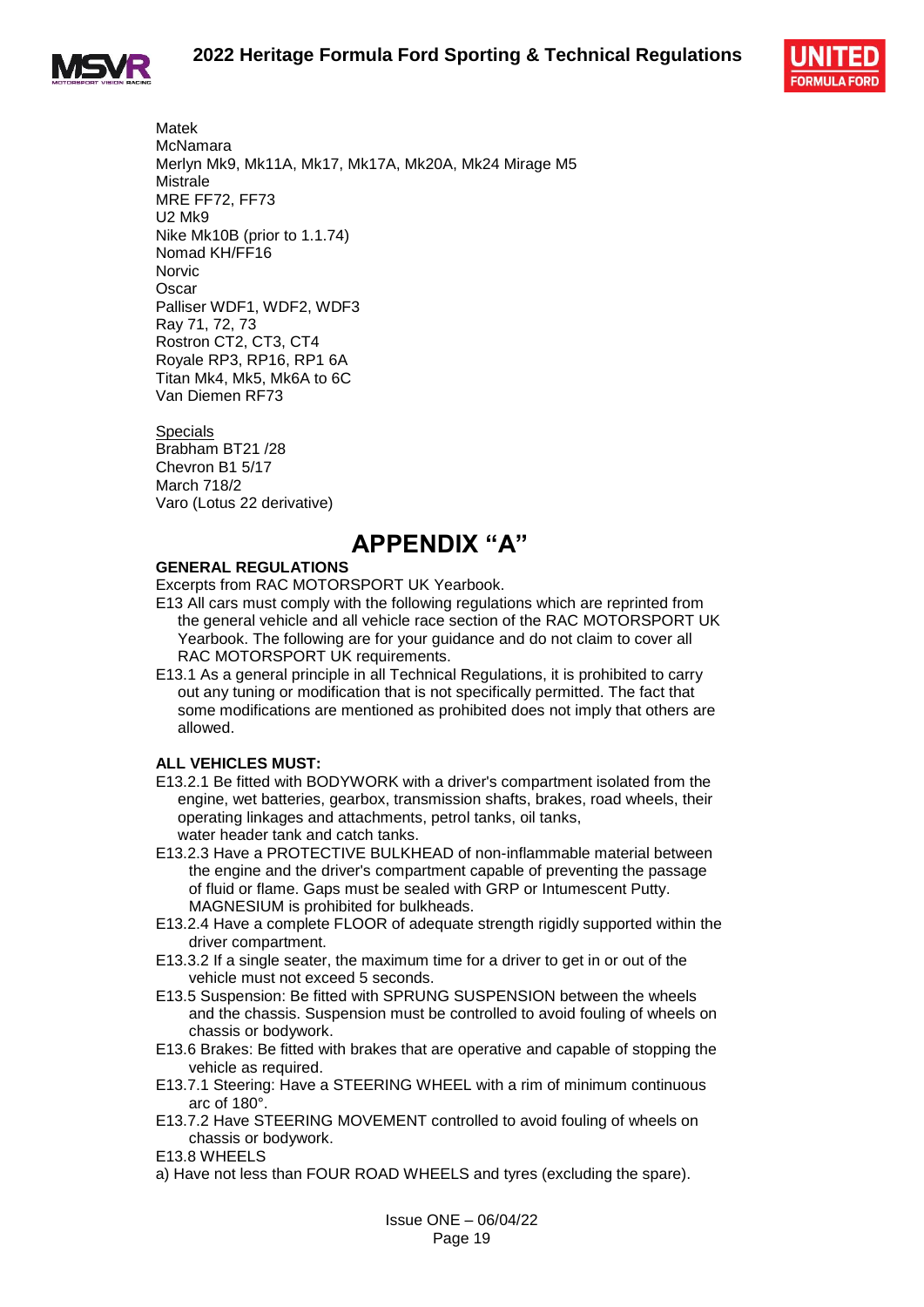Matek
McNamara
Merlyn Mk9, Mk11A, Mk17, Mk17A, Mk20A, Mk24 Mirage M5
Mistrale
MRE FF72, FF73
U2 Mk9
Nike Mk10B (prior to 1.1.74)
Nomad KH/FF16
Norvic
Oscar
Palliser WDF1, WDF2, WDF3
Ray 71, 72, 73
Rostron CT2, CT3, CT4
Royale RP3, RP16, RP1 6A
Titan Mk4, Mk5, Mk6A to 6C
Van Diemen RF73

Specials
Brabham BT21 /28
Chevron B1 5/17
March 718/2
Varo (Lotus 22 derivative)

# APPENDIX "A"

**GENERAL REGULATIONS**

Excerpts from RAC MOTORSPORT UK Yearbook.

E13 All cars must comply with the following regulations which are reprinted from the general vehicle and all vehicle race section of the RAC MOTORSPORT UK Yearbook. The following are for your guidance and do not claim to cover all RAC MOTORSPORT UK requirements.

E13.1 As a general principle in all Technical Regulations, it is prohibited to carry out any tuning or modification that is not specifically permitted. The fact that some modifications are mentioned as prohibited does not imply that others are allowed.

**ALL VEHICLES MUST:**

E13.2.1 Be fitted with BODYWORK with a driver's compartment isolated from the engine, wet batteries, gearbox, transmission shafts, brakes, road wheels, their operating linkages and attachments, petrol tanks, oil tanks, water header tank and catch tanks.

E13.2.3 Have a PROTECTIVE BULKHEAD of non-inflammable material between the engine and the driver's compartment capable of preventing the passage of fluid or flame. Gaps must be sealed with GRP or Intumescent Putty. MAGNESIUM is prohibited for bulkheads.

E13.2.4 Have a complete FLOOR of adequate strength rigidly supported within the driver compartment.

E13.3.2 If a single seater, the maximum time for a driver to get in or out of the vehicle must not exceed 5 seconds.

E13.5 Suspension: Be fitted with SPRUNG SUSPENSION between the wheels and the chassis. Suspension must be controlled to avoid fouling of wheels on chassis or bodywork.

E13.6 Brakes: Be fitted with brakes that are operative and capable of stopping the vehicle as required.

E13.7.1 Steering: Have a STEERING WHEEL with a rim of minimum continuous arc of 180°.

E13.7.2 Have STEERING MOVEMENT controlled to avoid fouling of wheels on chassis or bodywork.

E13.8 WHEELS

a) Have not less than FOUR ROAD WHEELS and tyres (excluding the spare).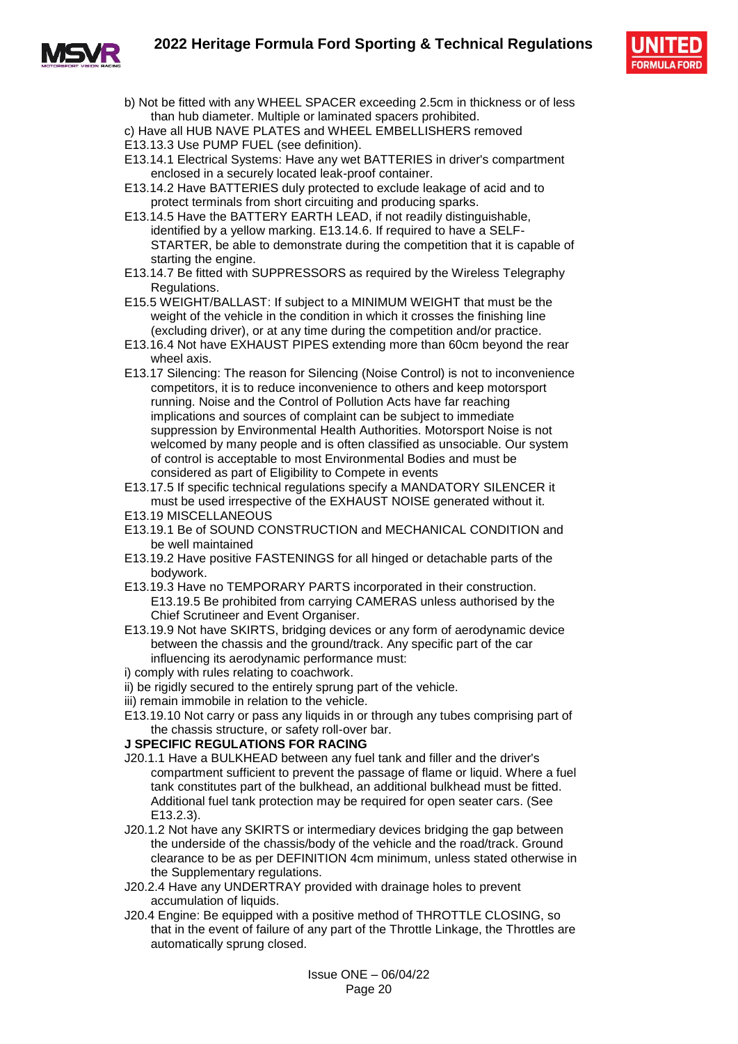b) Not be fitted with any WHEEL SPACER exceeding 2.5cm in thickness or of less than hub diameter. Multiple or laminated spacers prohibited.

c) Have all HUB NAVE PLATES and WHEEL EMBELLISHERS removed

E13.13.3 Use PUMP FUEL (see definition).

E13.14.1 Electrical Systems: Have any wet BATTERIES in driver's compartment enclosed in a securely located leak-proof container.

E13.14.2 Have BATTERIES duly protected to exclude leakage of acid and to protect terminals from short circuiting and producing sparks.

E13.14.5 Have the BATTERY EARTH LEAD, if not readily distinguishable, identified by a yellow marking. E13.14.6. If required to have a SELF-STARTER, be able to demonstrate during the competition that it is capable of starting the engine.

E13.14.7 Be fitted with SUPPRESSORS as required by the Wireless Telegraphy Regulations.

E15.5 WEIGHT/BALLAST: If subject to a MINIMUM WEIGHT that must be the weight of the vehicle in the condition in which it crosses the finishing line (excluding driver), or at any time during the competition and/or practice.

E13.16.4 Not have EXHAUST PIPES extending more than 60cm beyond the rear wheel axis.

E13.17 Silencing: The reason for Silencing (Noise Control) is not to inconvenience competitors, it is to reduce inconvenience to others and keep motorsport running. Noise and the Control of Pollution Acts have far reaching implications and sources of complaint can be subject to immediate suppression by Environmental Health Authorities. Motorsport Noise is not welcomed by many people and is often classified as unsociable. Our system of control is acceptable to most Environmental Bodies and must be considered as part of Eligibility to Compete in events

E13.17.5 If specific technical regulations specify a MANDATORY SILENCER it must be used irrespective of the EXHAUST NOISE generated without it.

E13.19 MISCELLANEOUS

E13.19.1 Be of SOUND CONSTRUCTION and MECHANICAL CONDITION and be well maintained

E13.19.2 Have positive FASTENINGS for all hinged or detachable parts of the bodywork.

E13.19.3 Have no TEMPORARY PARTS incorporated in their construction. E13.19.5 Be prohibited from carrying CAMERAS unless authorised by the Chief Scrutineer and Event Organiser.

E13.19.9 Not have SKIRTS, bridging devices or any form of aerodynamic device between the chassis and the ground/track. Any specific part of the car influencing its aerodynamic performance must:

i) comply with rules relating to coachwork.

ii) be rigidly secured to the entirely sprung part of the vehicle.

iii) remain immobile in relation to the vehicle.

E13.19.10 Not carry or pass any liquids in or through any tubes comprising part of the chassis structure, or safety roll-over bar.

**J SPECIFIC REGULATIONS FOR RACING**

J20.1.1 Have a BULKHEAD between any fuel tank and filler and the driver's compartment sufficient to prevent the passage of flame or liquid. Where a fuel tank constitutes part of the bulkhead, an additional bulkhead must be fitted. Additional fuel tank protection may be required for open seater cars. (See E13.2.3).

J20.1.2 Not have any SKIRTS or intermediary devices bridging the gap between the underside of the chassis/body of the vehicle and the road/track. Ground clearance to be as per DEFINITION 4cm minimum, unless stated otherwise in the Supplementary regulations.

J20.2.4 Have any UNDERTRAY provided with drainage holes to prevent accumulation of liquids.

J20.4 Engine: Be equipped with a positive method of THROTTLE CLOSING, so that in the event of failure of any part of the Throttle Linkage, the Throttles are automatically sprung closed.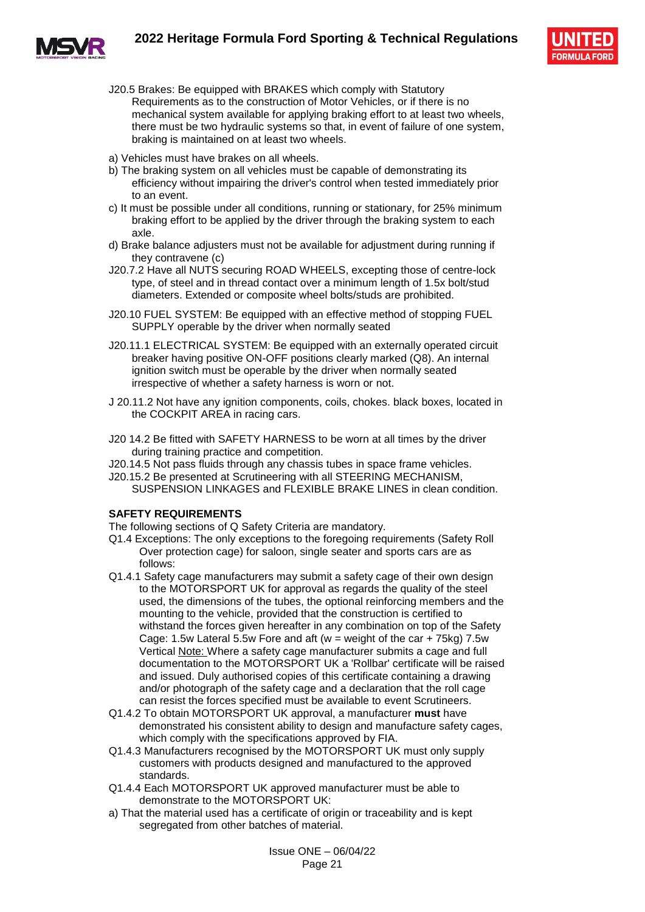J20.5 Brakes: Be equipped with BRAKES which comply with Statutory Requirements as to the construction of Motor Vehicles, or if there is no mechanical system available for applying braking effort to at least two wheels, there must be two hydraulic systems so that, in event of failure of one system, braking is maintained on at least two wheels.

a) Vehicles must have brakes on all wheels.
b) The braking system on all vehicles must be capable of demonstrating its efficiency without impairing the driver's control when tested immediately prior to an event.
c) It must be possible under all conditions, running or stationary, for 25% minimum braking effort to be applied by the driver through the braking system to each axle.
d) Brake balance adjusters must not be available for adjustment during running if they contravene (c)

J20.7.2 Have all NUTS securing ROAD WHEELS, excepting those of centre-lock type, of steel and in thread contact over a minimum length of 1.5x bolt/stud diameters. Extended or composite wheel bolts/studs are prohibited.

J20.10 FUEL SYSTEM: Be equipped with an effective method of stopping FUEL SUPPLY operable by the driver when normally seated

J20.11.1 ELECTRICAL SYSTEM: Be equipped with an externally operated circuit breaker having positive ON-OFF positions clearly marked (Q8). An internal ignition switch must be operable by the driver when normally seated irrespective of whether a safety harness is worn or not.

J 20.11.2 Not have any ignition components, coils, chokes. black boxes, located in the COCKPIT AREA in racing cars.

J20 14.2 Be fitted with SAFETY HARNESS to be worn at all times by the driver during training practice and competition.

J20.14.5 Not pass fluids through any chassis tubes in space frame vehicles.

J20.15.2 Be presented at Scrutineering with all STEERING MECHANISM, SUSPENSION LINKAGES and FLEXIBLE BRAKE LINES in clean condition.

**SAFETY REQUIREMENTS**

The following sections of Q Safety Criteria are mandatory.

Q1.4 Exceptions: The only exceptions to the foregoing requirements (Safety Roll Over protection cage) for saloon, single seater and sports cars are as follows:

Q1.4.1 Safety cage manufacturers may submit a safety cage of their own design to the MOTORSPORT UK for approval as regards the quality of the steel used, the dimensions of the tubes, the optional reinforcing members and the mounting to the vehicle, provided that the construction is certified to withstand the forces given hereafter in any combination on top of the Safety Cage: 1.5w Lateral 5.5w Fore and aft (w = weight of the car + 75kg) 7.5w Vertical Note: Where a safety cage manufacturer submits a cage and full documentation to the MOTORSPORT UK a 'Rollbar' certificate will be raised and issued. Duly authorised copies of this certificate containing a drawing and/or photograph of the safety cage and a declaration that the roll cage can resist the forces specified must be available to event Scrutineers.

Q1.4.2 To obtain MOTORSPORT UK approval, a manufacturer **must** have demonstrated his consistent ability to design and manufacture safety cages, which comply with the specifications approved by FIA.

Q1.4.3 Manufacturers recognised by the MOTORSPORT UK must only supply customers with products designed and manufactured to the approved standards.

Q1.4.4 Each MOTORSPORT UK approved manufacturer must be able to demonstrate to the MOTORSPORT UK:

a) That the material used has a certificate of origin or traceability and is kept segregated from other batches of material.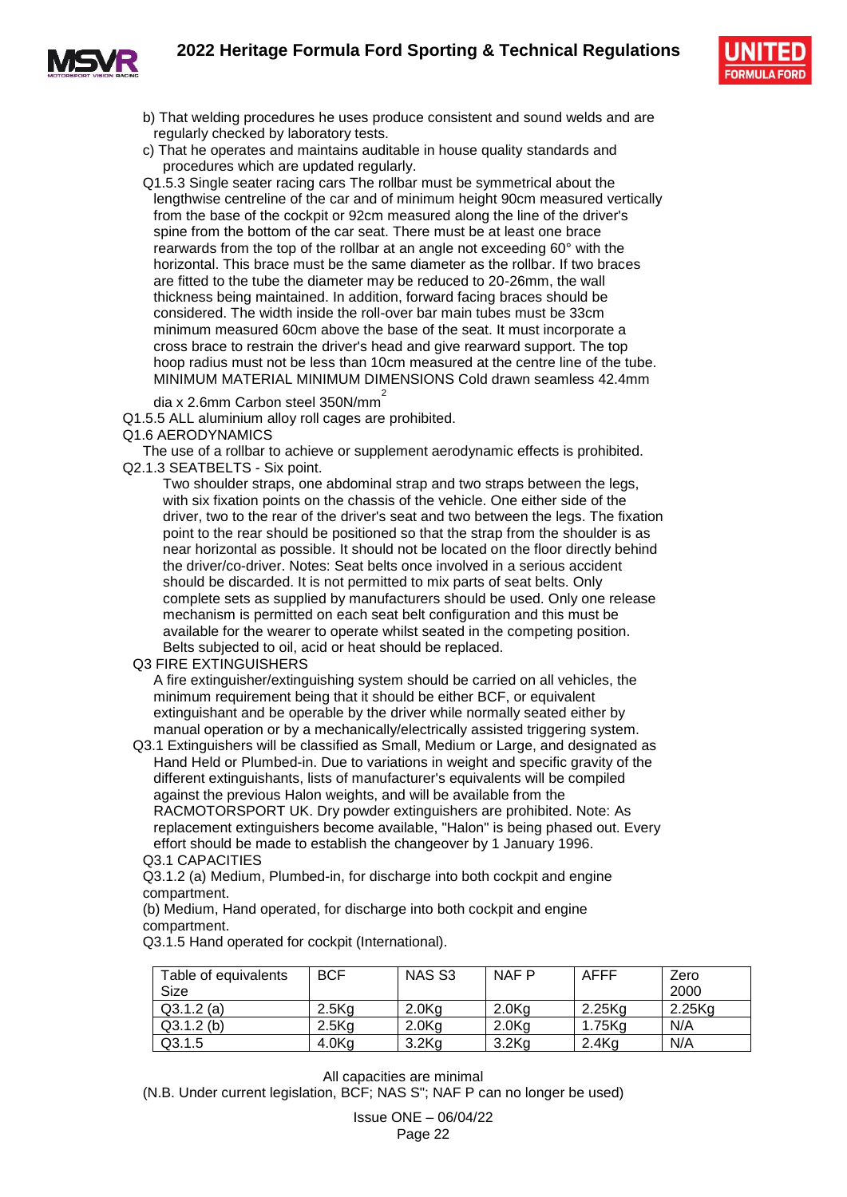b) That welding procedures he uses produce consistent and sound welds and are regularly checked by laboratory tests.

c) That he operates and maintains auditable in house quality standards and procedures which are updated regularly.

Q1.5.3 Single seater racing cars The rollbar must be symmetrical about the lengthwise centreline of the car and of minimum height 90cm measured vertically from the base of the cockpit or 92cm measured along the line of the driver's spine from the bottom of the car seat. There must be at least one brace rearwards from the top of the rollbar at an angle not exceeding 60° with the horizontal. This brace must be the same diameter as the rollbar. If two braces are fitted to the tube the diameter may be reduced to 20-26mm, the wall thickness being maintained. In addition, forward facing braces should be considered. The width inside the roll-over bar main tubes must be 33cm minimum measured 60cm above the base of the seat. It must incorporate a cross brace to restrain the driver's head and give rearward support. The top hoop radius must not be less than 10cm measured at the centre line of the tube. MINIMUM MATERIAL MINIMUM DIMENSIONS Cold drawn seamless 42.4mm dia x 2.6mm Carbon steel 350N/mm$^2$

Q1.5.5 ALL aluminium alloy roll cages are prohibited.

Q1.6 AERODYNAMICS

The use of a rollbar to achieve or supplement aerodynamic effects is prohibited.

Q2.1.3 SEATBELTS - Six point.

Two shoulder straps, one abdominal strap and two straps between the legs, with six fixation points on the chassis of the vehicle. One either side of the driver, two to the rear of the driver's seat and two between the legs. The fixation point to the rear should be positioned so that the strap from the shoulder is as near horizontal as possible. It should not be located on the floor directly behind the driver/co-driver. Notes: Seat belts once involved in a serious accident should be discarded. It is not permitted to mix parts of seat belts. Only complete sets as supplied by manufacturers should be used. Only one release mechanism is permitted on each seat belt configuration and this must be available for the wearer to operate whilst seated in the competing position. Belts subjected to oil, acid or heat should be replaced.

Q3 FIRE EXTINGUISHERS

A fire extinguisher/extinguishing system should be carried on all vehicles, the minimum requirement being that it should be either BCF, or equivalent extinguishant and be operable by the driver while normally seated either by manual operation or by a mechanically/electrically assisted triggering system.

Q3.1 Extinguishers will be classified as Small, Medium or Large, and designated as Hand Held or Plumbed-in. Due to variations in weight and specific gravity of the different extinguishants, lists of manufacturer's equivalents will be compiled against the previous Halon weights, and will be available from the RACMOTORSPORT UK. Dry powder extinguishers are prohibited. Note: As replacement extinguishers become available, "Halon" is being phased out. Every effort should be made to establish the changeover by 1 January 1996.

Q3.1 CAPACITIES

Q3.1.2 (a) Medium, Plumbed-in, for discharge into both cockpit and engine compartment.

(b) Medium, Hand operated, for discharge into both cockpit and engine compartment.

Q3.1.5 Hand operated for cockpit (International).

| Table of equivalents Size | BCF | NAS S3 | NAF P | AFFF | Zero 2000 |
|---|---|---|---|---|---|
| Q3.1.2 (a) | 2.5Kg | 2.0Kg | 2.0Kg | 2.25Kg | 2.25Kg |
| Q3.1.2 (b) | 2.5Kg | 2.0Kg | 2.0Kg | 1.75Kg | N/A |
| Q3.1.5 | 4.0Kg | 3.2Kg | 3.2Kg | 2.4Kg | N/A |

All capacities are minimal

(N.B. Under current legislation, BCF; NAS S"; NAF P can no longer be used)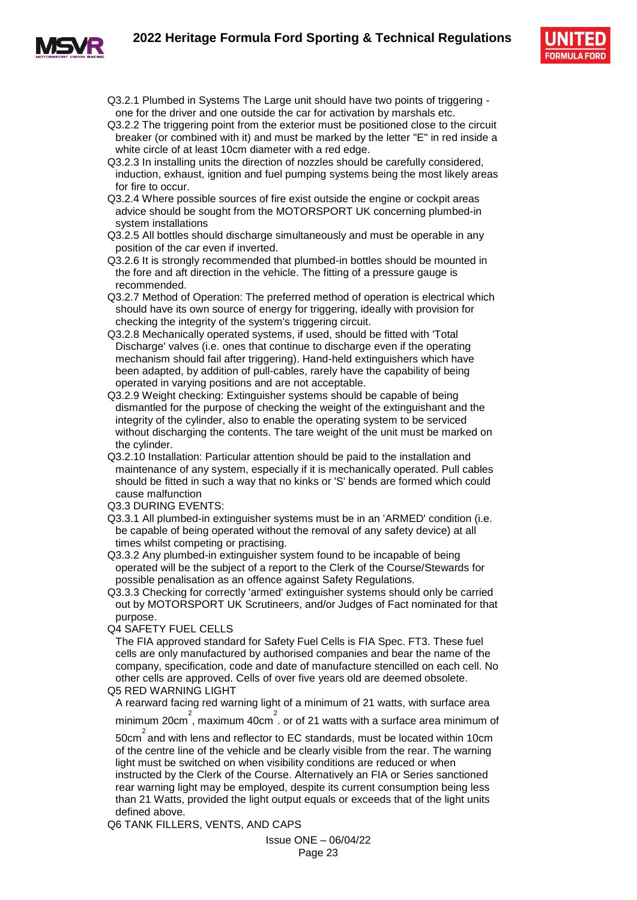Q3.2.1 Plumbed in Systems The Large unit should have two points of triggering - one for the driver and one outside the car for activation by marshals etc.

Q3.2.2 The triggering point from the exterior must be positioned close to the circuit breaker (or combined with it) and must be marked by the letter "E" in red inside a white circle of at least 10cm diameter with a red edge.

Q3.2.3 In installing units the direction of nozzles should be carefully considered, induction, exhaust, ignition and fuel pumping systems being the most likely areas for fire to occur.

Q3.2.4 Where possible sources of fire exist outside the engine or cockpit areas advice should be sought from the MOTORSPORT UK concerning plumbed-in system installations

Q3.2.5 All bottles should discharge simultaneously and must be operable in any position of the car even if inverted.

Q3.2.6 It is strongly recommended that plumbed-in bottles should be mounted in the fore and aft direction in the vehicle. The fitting of a pressure gauge is recommended.

Q3.2.7 Method of Operation: The preferred method of operation is electrical which should have its own source of energy for triggering, ideally with provision for checking the integrity of the system's triggering circuit.

Q3.2.8 Mechanically operated systems, if used, should be fitted with 'Total Discharge' valves (i.e. ones that continue to discharge even if the operating mechanism should fail after triggering). Hand-held extinguishers which have been adapted, by addition of pull-cables, rarely have the capability of being operated in varying positions and are not acceptable.

Q3.2.9 Weight checking: Extinguisher systems should be capable of being dismantled for the purpose of checking the weight of the extinguishant and the integrity of the cylinder, also to enable the operating system to be serviced without discharging the contents. The tare weight of the unit must be marked on the cylinder.

Q3.2.10 Installation: Particular attention should be paid to the installation and maintenance of any system, especially if it is mechanically operated. Pull cables should be fitted in such a way that no kinks or 'S' bends are formed which could cause malfunction

Q3.3 DURING EVENTS:

Q3.3.1 All plumbed-in extinguisher systems must be in an 'ARMED' condition (i.e. be capable of being operated without the removal of any safety device) at all times whilst competing or practising.

Q3.3.2 Any plumbed-in extinguisher system found to be incapable of being operated will be the subject of a report to the Clerk of the Course/Stewards for possible penalisation as an offence against Safety Regulations.

Q3.3.3 Checking for correctly 'armed' extinguisher systems should only be carried out by MOTORSPORT UK Scrutineers, and/or Judges of Fact nominated for that purpose.

Q4 SAFETY FUEL CELLS

The FIA approved standard for Safety Fuel Cells is FIA Spec. FT3. These fuel cells are only manufactured by authorised companies and bear the name of the company, specification, code and date of manufacture stencilled on each cell. No other cells are approved. Cells of over five years old are deemed obsolete.

Q5 RED WARNING LIGHT

A rearward facing red warning light of a minimum of 21 watts, with surface area minimum $20cm^2$, maximum $40cm^2$. or of 21 watts with a surface area minimum of $50cm^2$ and with lens and reflector to EC standards, must be located within 10cm of the centre line of the vehicle and be clearly visible from the rear. The warning light must be switched on when visibility conditions are reduced or when instructed by the Clerk of the Course. Alternatively an FIA or Series sanctioned rear warning light may be employed, despite its current consumption being less than 21 Watts, provided the light output equals or exceeds that of the light units defined above.

Q6 TANK FILLERS, VENTS, AND CAPS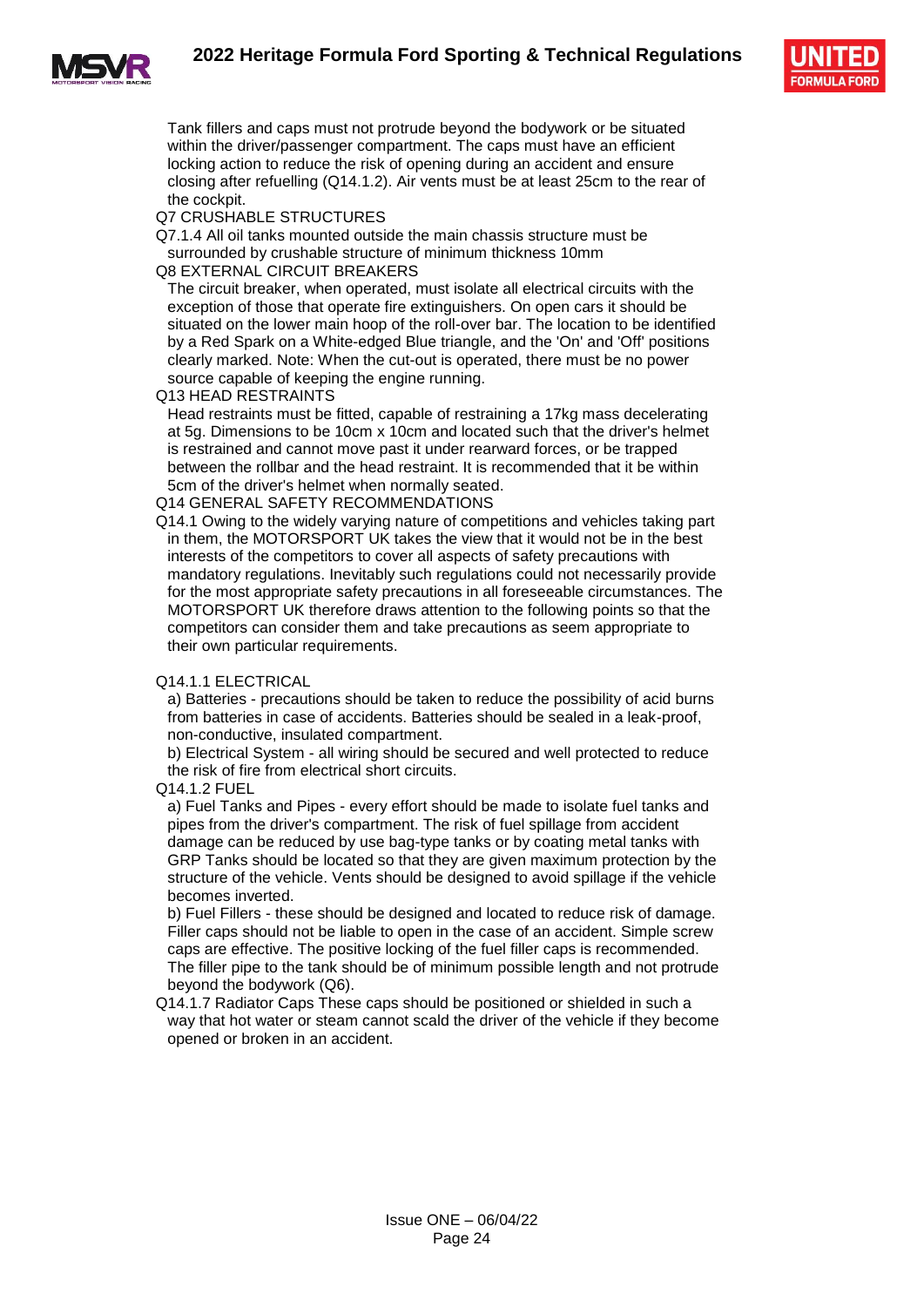Tank fillers and caps must not protrude beyond the bodywork or be situated within the driver/passenger compartment. The caps must have an efficient locking action to reduce the risk of opening during an accident and ensure closing after refuelling (Q14.1.2). Air vents must be at least 25cm to the rear of the cockpit.

Q7 CRUSHABLE STRUCTURES

Q7.1.4 All oil tanks mounted outside the main chassis structure must be surrounded by crushable structure of minimum thickness 10mm

Q8 EXTERNAL CIRCUIT BREAKERS

The circuit breaker, when operated, must isolate all electrical circuits with the exception of those that operate fire extinguishers. On open cars it should be situated on the lower main hoop of the roll-over bar. The location to be identified by a Red Spark on a White-edged Blue triangle, and the 'On' and 'Off' positions clearly marked. Note: When the cut-out is operated, there must be no power source capable of keeping the engine running.

Q13 HEAD RESTRAINTS

Head restraints must be fitted, capable of restraining a 17kg mass decelerating at 5g. Dimensions to be 10cm x 10cm and located such that the driver's helmet is restrained and cannot move past it under rearward forces, or be trapped between the rollbar and the head restraint. It is recommended that it be within 5cm of the driver's helmet when normally seated.

Q14 GENERAL SAFETY RECOMMENDATIONS

Q14.1 Owing to the widely varying nature of competitions and vehicles taking part in them, the MOTORSPORT UK takes the view that it would not be in the best interests of the competitors to cover all aspects of safety precautions with mandatory regulations. Inevitably such regulations could not necessarily provide for the most appropriate safety precautions in all foreseeable circumstances. The MOTORSPORT UK therefore draws attention to the following points so that the competitors can consider them and take precautions as seem appropriate to their own particular requirements.

Q14.1.1 ELECTRICAL

a) Batteries - precautions should be taken to reduce the possibility of acid burns from batteries in case of accidents. Batteries should be sealed in a leak-proof, non-conductive, insulated compartment.

b) Electrical System - all wiring should be secured and well protected to reduce the risk of fire from electrical short circuits.

Q14.1.2 FUEL

a) Fuel Tanks and Pipes - every effort should be made to isolate fuel tanks and pipes from the driver's compartment. The risk of fuel spillage from accident damage can be reduced by use bag-type tanks or by coating metal tanks with GRP Tanks should be located so that they are given maximum protection by the structure of the vehicle. Vents should be designed to avoid spillage if the vehicle becomes inverted.

b) Fuel Fillers - these should be designed and located to reduce risk of damage. Filler caps should not be liable to open in the case of an accident. Simple screw caps are effective. The positive locking of the fuel filler caps is recommended. The filler pipe to the tank should be of minimum possible length and not protrude beyond the bodywork (Q6).

Q14.1.7 Radiator Caps These caps should be positioned or shielded in such a way that hot water or steam cannot scald the driver of the vehicle if they become opened or broken in an accident.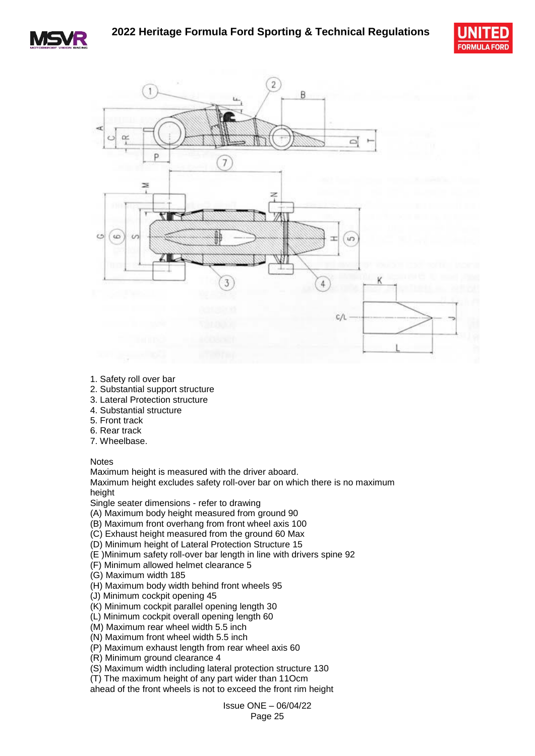1. Safety roll over bar
2. Substantial support structure
3. Lateral Protection structure
4. Substantial structure
5. Front track
6. Rear track
7. Wheelbase.

Notes

Maximum height is measured with the driver aboard.

Maximum height excludes safety roll-over bar on which there is no maximum height

Single seater dimensions - refer to drawing

(A) Maximum body height measured from ground 90
(B) Maximum front overhang from front wheel axis 100
(C) Exhaust height measured from the ground 60 Max
(D) Minimum height of Lateral Protection Structure 15
(E )Minimum safety roll-over bar length in line with drivers spine 92
(F) Minimum allowed helmet clearance 5
(G) Maximum width 185
(H) Maximum body width behind front wheels 95
(J) Minimum cockpit opening 45
(K) Minimum cockpit parallel opening length 30
(L) Minimum cockpit overall opening length 60
(M) Maximum rear wheel width 5.5 inch
(N) Maximum front wheel width 5.5 inch
(P) Maximum exhaust length from rear wheel axis 60
(R) Minimum ground clearance 4
(S) Maximum width including lateral protection structure 130
(T) The maximum height of any part wider than 11Ocm ahead of the front wheels is not to exceed the front rim height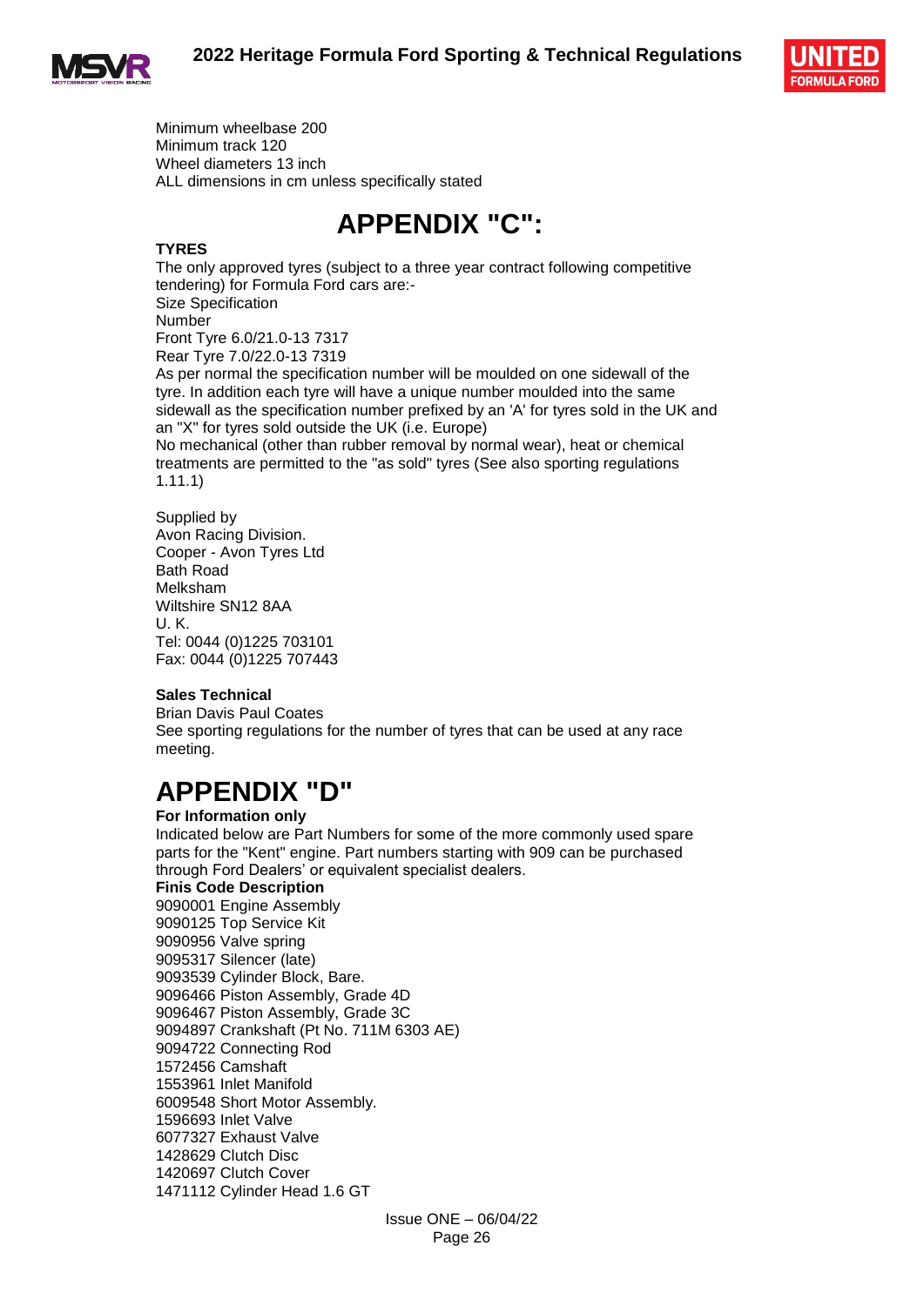Minimum wheelbase 200
Minimum track 120
Wheel diameters 13 inch
ALL dimensions in cm unless specifically stated

# APPENDIX "C":

**TYRES**

The only approved tyres (subject to a three year contract following competitive tendering) for Formula Ford cars are:-

Size Specification
Number
Front Tyre 6.0/21.0-13 7317
Rear Tyre 7.0/22.0-13 7319

As per normal the specification number will be moulded on one sidewall of the tyre. In addition each tyre will have a unique number moulded into the same sidewall as the specification number prefixed by an 'A' for tyres sold in the UK and an "X" for tyres sold outside the UK (i.e. Europe)

No mechanical (other than rubber removal by normal wear), heat or chemical treatments are permitted to the "as sold" tyres (See also sporting regulations 1.11.1)

Supplied by
Avon Racing Division.
Cooper - Avon Tyres Ltd
Bath Road
Melksham
Wiltshire SN12 8AA
U. K.
Tel: 0044 (0)1225 703101
Fax: 0044 (0)1225 707443

**Sales Technical**

Brian Davis Paul Coates

See sporting regulations for the number of tyres that can be used at any race meeting.

# APPENDIX "D"

**For Information only**

Indicated below are Part Numbers for some of the more commonly used spare parts for the "Kent" engine. Part numbers starting with 909 can be purchased through Ford Dealers' or equivalent specialist dealers.

**Finis Code Description**

9090001 Engine Assembly
9090125 Top Service Kit
9090956 Valve spring
9095317 Silencer (late)
9093539 Cylinder Block, Bare.
9096466 Piston Assembly, Grade 4D
9096467 Piston Assembly, Grade 3C
9094897 Crankshaft (Pt No. 711M 6303 AE)
9094722 Connecting Rod
1572456 Camshaft
1553961 Inlet Manifold
6009548 Short Motor Assembly.
1596693 Inlet Valve
6077327 Exhaust Valve
1428629 Clutch Disc
1420697 Clutch Cover
1471112 Cylinder Head 1.6 GT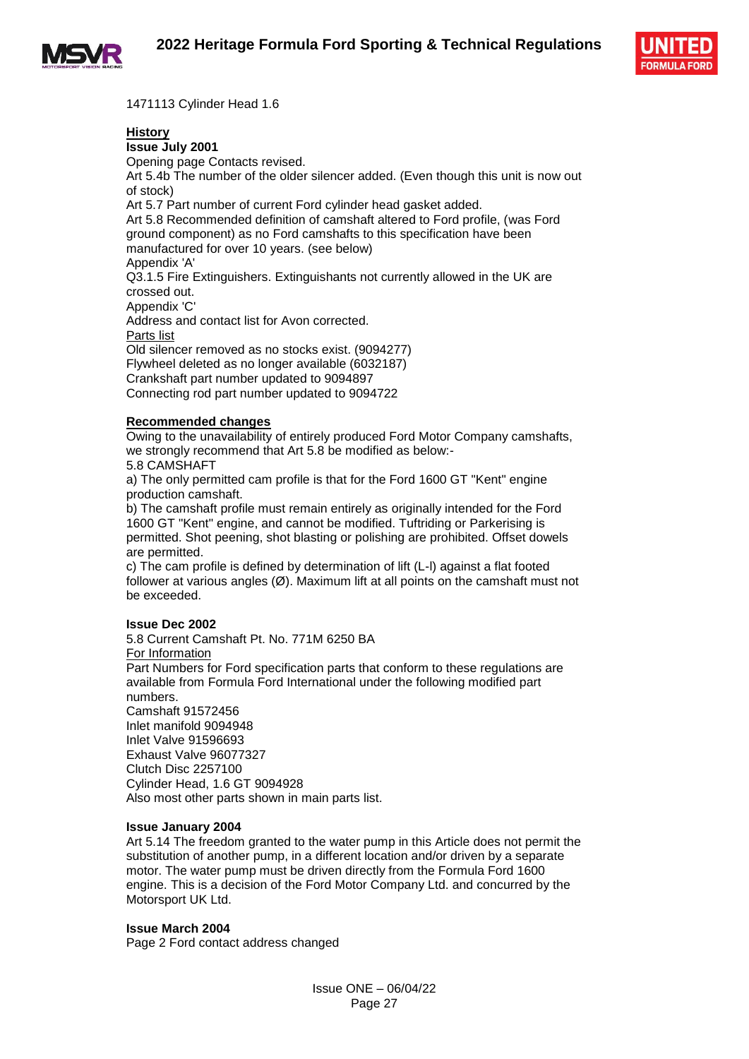1471113 Cylinder Head 1.6

**History**

**Issue July 2001**

Opening page Contacts revised.

Art 5.4b The number of the older silencer added. (Even though this unit is now out of stock)

Art 5.7 Part number of current Ford cylinder head gasket added.

Art 5.8 Recommended definition of camshaft altered to Ford profile, (was Ford ground component) as no Ford camshafts to this specification have been manufactured for over 10 years. (see below)

Appendix 'A'

Q3.1.5 Fire Extinguishers. Extinguishants not currently allowed in the UK are crossed out.

Appendix 'C'

Address and contact list for Avon corrected.

Parts list

Old silencer removed as no stocks exist. (9094277)

Flywheel deleted as no longer available (6032187)

Crankshaft part number updated to 9094897

Connecting rod part number updated to 9094722

**Recommended changes**

Owing to the unavailability of entirely produced Ford Motor Company camshafts, we strongly recommend that Art 5.8 be modified as below:-

5.8 CAMSHAFT

a) The only permitted cam profile is that for the Ford 1600 GT "Kent" engine production camshaft.

b) The camshaft profile must remain entirely as originally intended for the Ford 1600 GT "Kent" engine, and cannot be modified. Tuftriding or Parkerising is permitted. Shot peening, shot blasting or polishing are prohibited. Offset dowels are permitted.

c) The cam profile is defined by determination of lift (L-l) against a flat footed follower at various angles (Ø). Maximum lift at all points on the camshaft must not be exceeded.

**Issue Dec 2002**

5.8 Current Camshaft Pt. No. 771M 6250 BA

For Information

Part Numbers for Ford specification parts that conform to these regulations are available from Formula Ford International under the following modified part numbers.

Camshaft 91572456

Inlet manifold 9094948

Inlet Valve 91596693

Exhaust Valve 96077327

Clutch Disc 2257100

Cylinder Head, 1.6 GT 9094928

Also most other parts shown in main parts list.

**Issue January 2004**

Art 5.14 The freedom granted to the water pump in this Article does not permit the substitution of another pump, in a different location and/or driven by a separate motor. The water pump must be driven directly from the Formula Ford 1600 engine. This is a decision of the Ford Motor Company Ltd. and concurred by the Motorsport UK Ltd.

**Issue March 2004**

Page 2 Ford contact address changed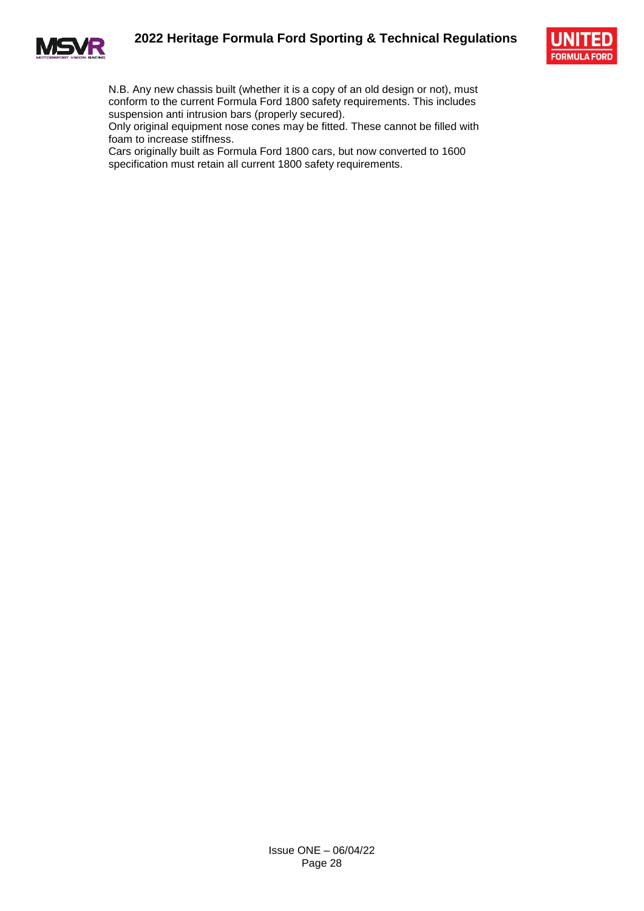N.B. Any new chassis built (whether it is a copy of an old design or not), must conform to the current Formula Ford 1800 safety requirements. This includes suspension anti intrusion bars (properly secured).

Only original equipment nose cones may be fitted. These cannot be filled with foam to increase stiffness.

Cars originally built as Formula Ford 1800 cars, but now converted to 1600 specification must retain all current 1800 safety requirements.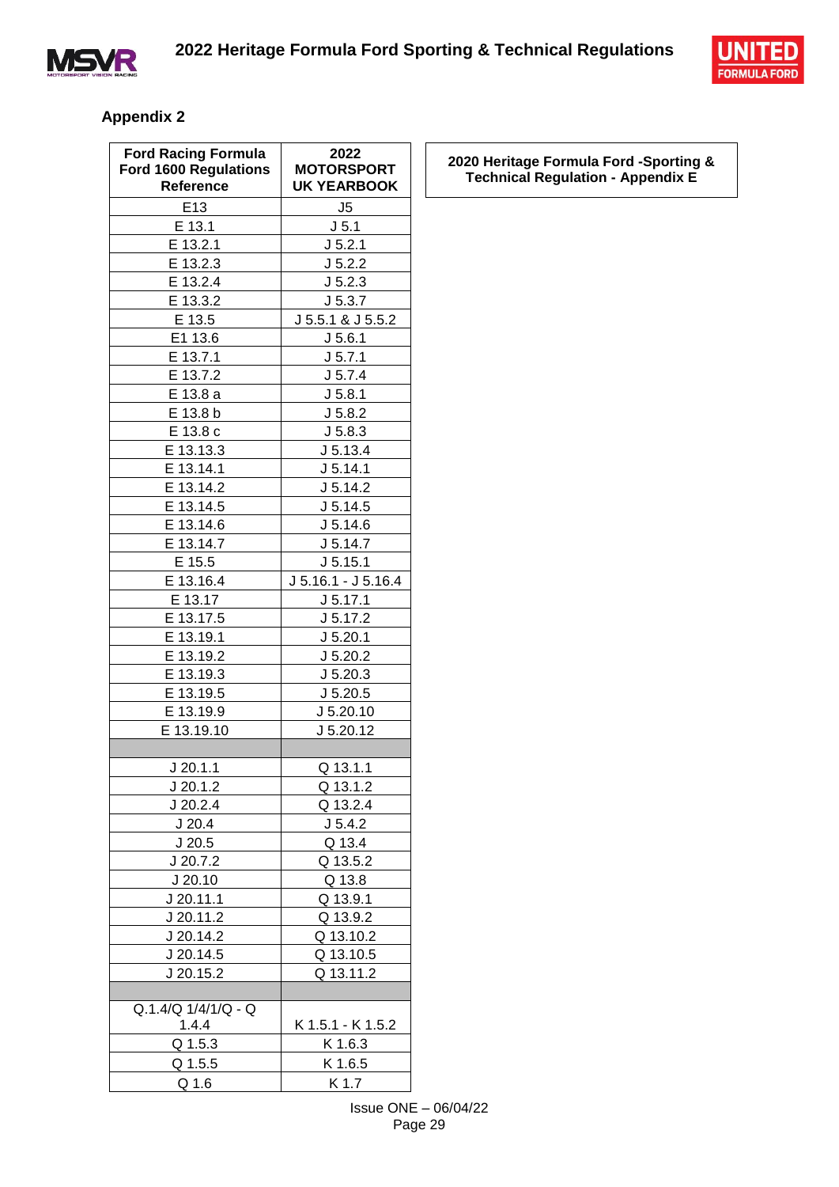## Appendix 2

| Ford Racing Formula Ford 1600 Regulations Reference | 2022 MOTORSPORT UK YEARBOOK | 2020 Heritage Formula Ford -Sporting & Technical Regulation - Appendix E |
|---|---|---|
| E13 | J5 | |
| E 13.1 | J 5.1 | |
| E 13.2.1 | J 5.2.1 | |
| E 13.2.3 | J 5.2.2 | |
| E 13.2.4 | J 5.2.3 | |
| E 13.3.2 | J 5.3.7 | |
| E 13.5 | J 5.5.1 & J 5.5.2 | |
| E1 13.6 | J 5.6.1 | |
| E 13.7.1 | J 5.7.1 | |
| E 13.7.2 | J 5.7.4 | |
| E 13.8 a | J 5.8.1 | |
| E 13.8 b | J 5.8.2 | |
| E 13.8 c | J 5.8.3 | |
| E 13.13.3 | J 5.13.4 | |
| E 13.14.1 | J 5.14.1 | |
| E 13.14.2 | J 5.14.2 | |
| E 13.14.5 | J 5.14.5 | |
| E 13.14.6 | J 5.14.6 | |
| E 13.14.7 | J 5.14.7 | |
| E 15.5 | J 5.15.1 | |
| E 13.16.4 | J 5.16.1 - J 5.16.4 | |
| E 13.17 | J 5.17.1 | |
| E 13.17.5 | J 5.17.2 | |
| E 13.19.1 | J 5.20.1 | |
| E 13.19.2 | J 5.20.2 | |
| E 13.19.3 | J 5.20.3 | |
| E 13.19.5 | J 5.20.5 | |
| E 13.19.9 | J 5.20.10 | |
| E 13.19.10 | J 5.20.12 | |
| | | |
| J 20.1.1 | Q 13.1.1 | |
| J 20.1.2 | Q 13.1.2 | |
| J 20.2.4 | Q 13.2.4 | |
| J 20.4 | J 5.4.2 | |
| J 20.5 | Q 13.4 | |
| J 20.7.2 | Q 13.5.2 | |
| J 20.10 | Q 13.8 | |
| J 20.11.1 | Q 13.9.1 | |
| J 20.11.2 | Q 13.9.2 | |
| J 20.14.2 | Q 13.10.2 | |
| J 20.14.5 | Q 13.10.5 | |
| J 20.15.2 | Q 13.11.2 | |
| | | |
| Q.1.4/Q 1/4/1/Q - Q 1.4.4 | K 1.5.1 - K 1.5.2 | |
| Q 1.5.3 | K 1.6.3 | |
| Q 1.5.5 | K 1.6.5 | |
| Q 1.6 | K 1.7 | |

Issue ONE – 06/04/22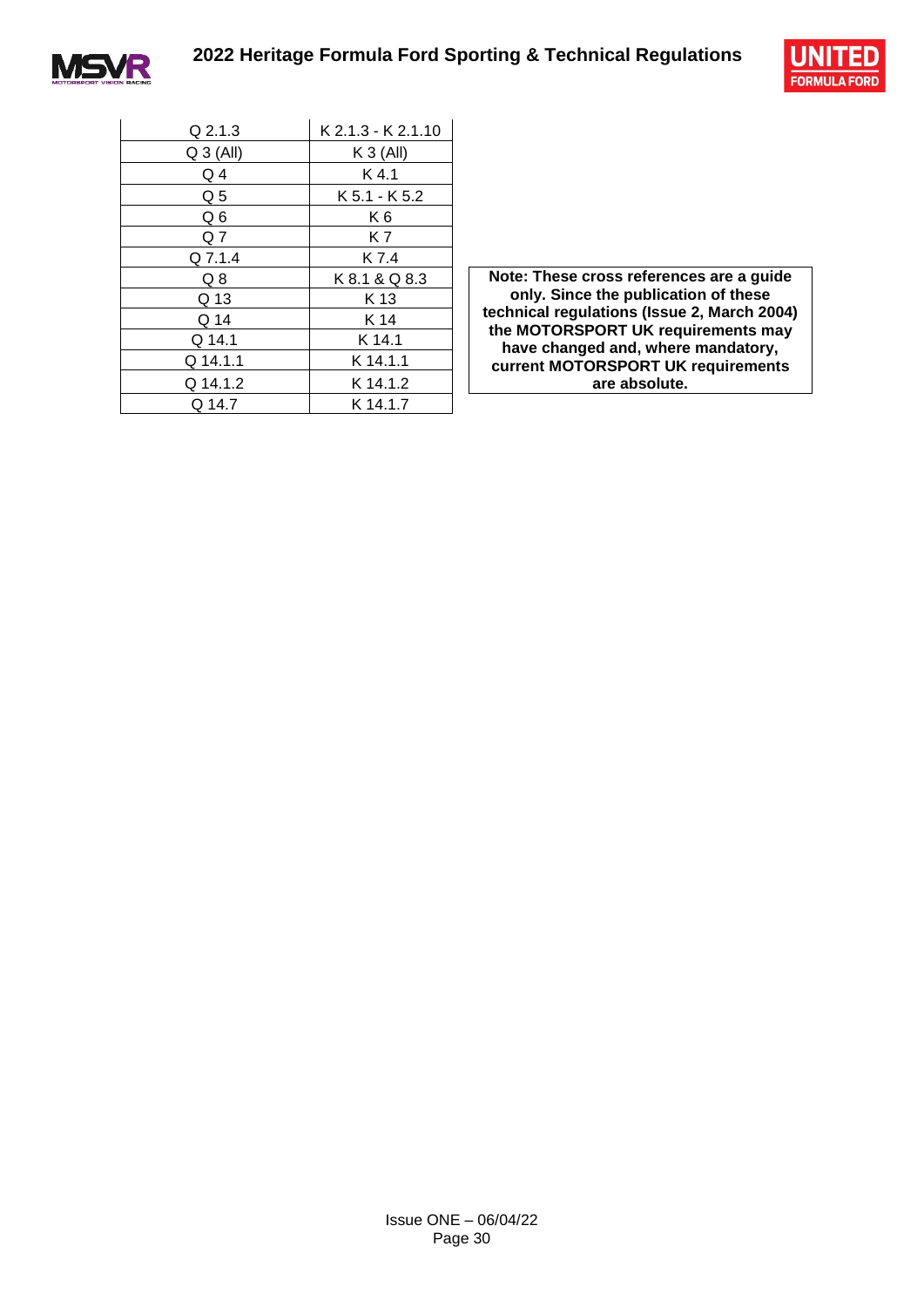| Q 2.1.3 | K 2.1.3 - K 2.1.10 |
|---|---|
| Q 3 (All) | K 3 (All) |
| Q 4 | K 4.1 |
| Q 5 | K 5.1 - K 5.2 |
| Q 6 | K 6 |
| Q 7 | K 7 |
| Q 7.1.4 | K 7.4 |
| Q 8 | K 8.1 & Q 8.3 |
| Q 13 | K 13 |
| Q 14 | K 14 |
| Q 14.1 | K 14.1 |
| Q 14.1.1 | K 14.1.1 |
| Q 14.1.2 | K 14.1.2 |
| Q 14.7 | K 14.1.7 |

**Note: These cross references are a guide only. Since the publication of these technical regulations (Issue 2, March 2004) the MOTORSPORT UK requirements may have changed and, where mandatory, current MOTORSPORT UK requirements are absolute.**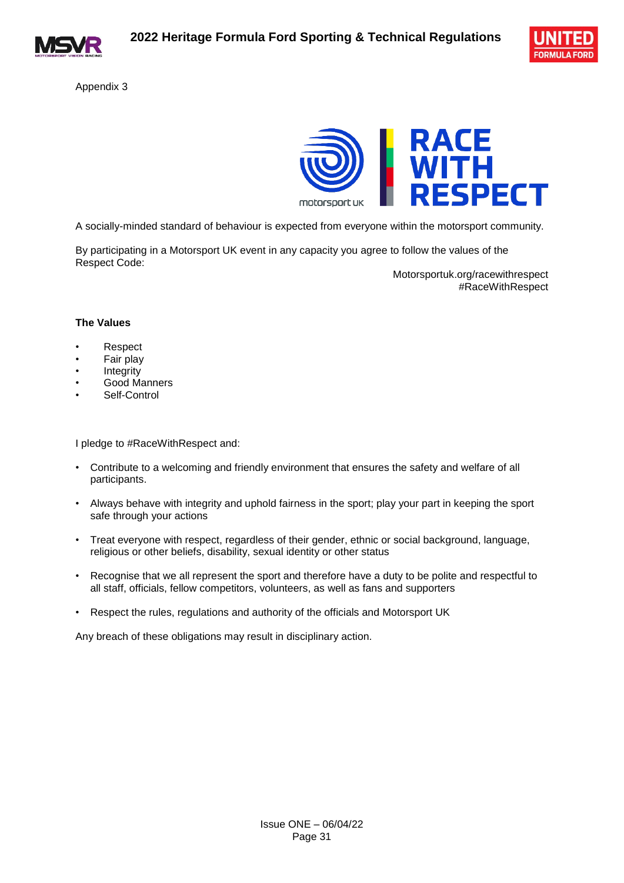Appendix 3

RACE WITH RESPECT

A socially-minded standard of behaviour is expected from everyone within the motorsport community.

By participating in a Motorsport UK event in any capacity you agree to follow the values of the Respect Code:

Motorsportuk.org/racewithrespect
#RaceWithRespect

**The Values**

- Respect
- Fair play
- Integrity
- Good Manners
- Self-Control

I pledge to #RaceWithRespect and:

- Contribute to a welcoming and friendly environment that ensures the safety and welfare of all participants.
- Always behave with integrity and uphold fairness in the sport; play your part in keeping the sport safe through your actions
- Treat everyone with respect, regardless of their gender, ethnic or social background, language, religious or other beliefs, disability, sexual identity or other status
- Recognise that we all represent the sport and therefore have a duty to be polite and respectful to all staff, officials, fellow competitors, volunteers, as well as fans and supporters
- Respect the rules, regulations and authority of the officials and Motorsport UK

Any breach of these obligations may result in disciplinary action.